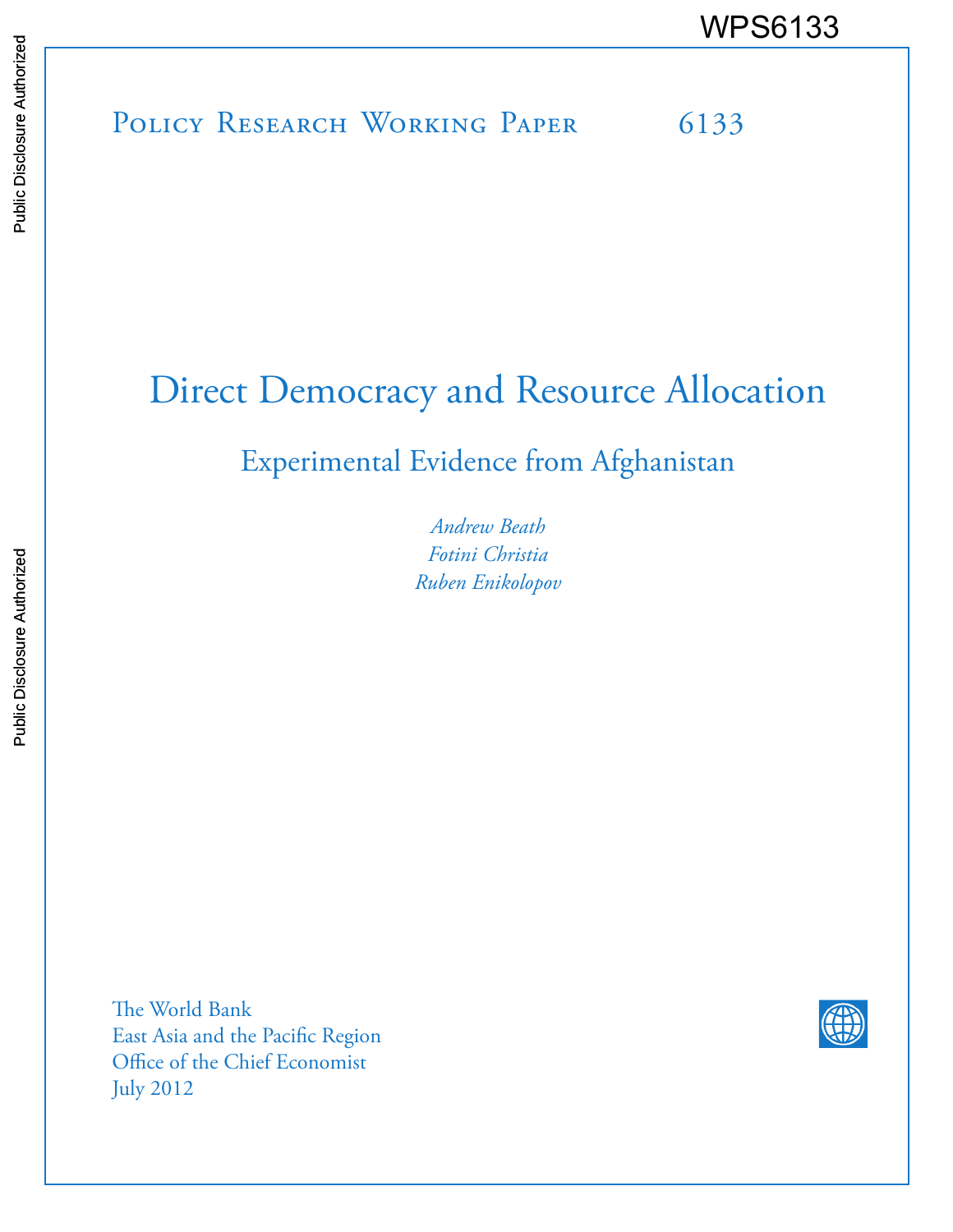WPS6133

Policy Research Working Paper 6133

# Direct Democracy and Resource Allocation

## Experimental Evidence from Afghanistan

*Andrew Beath*
*Fotini Christia*
*Ruben Enikolopov*

The World Bank
East Asia and the Pacific Region
Office of the Chief Economist
July 2012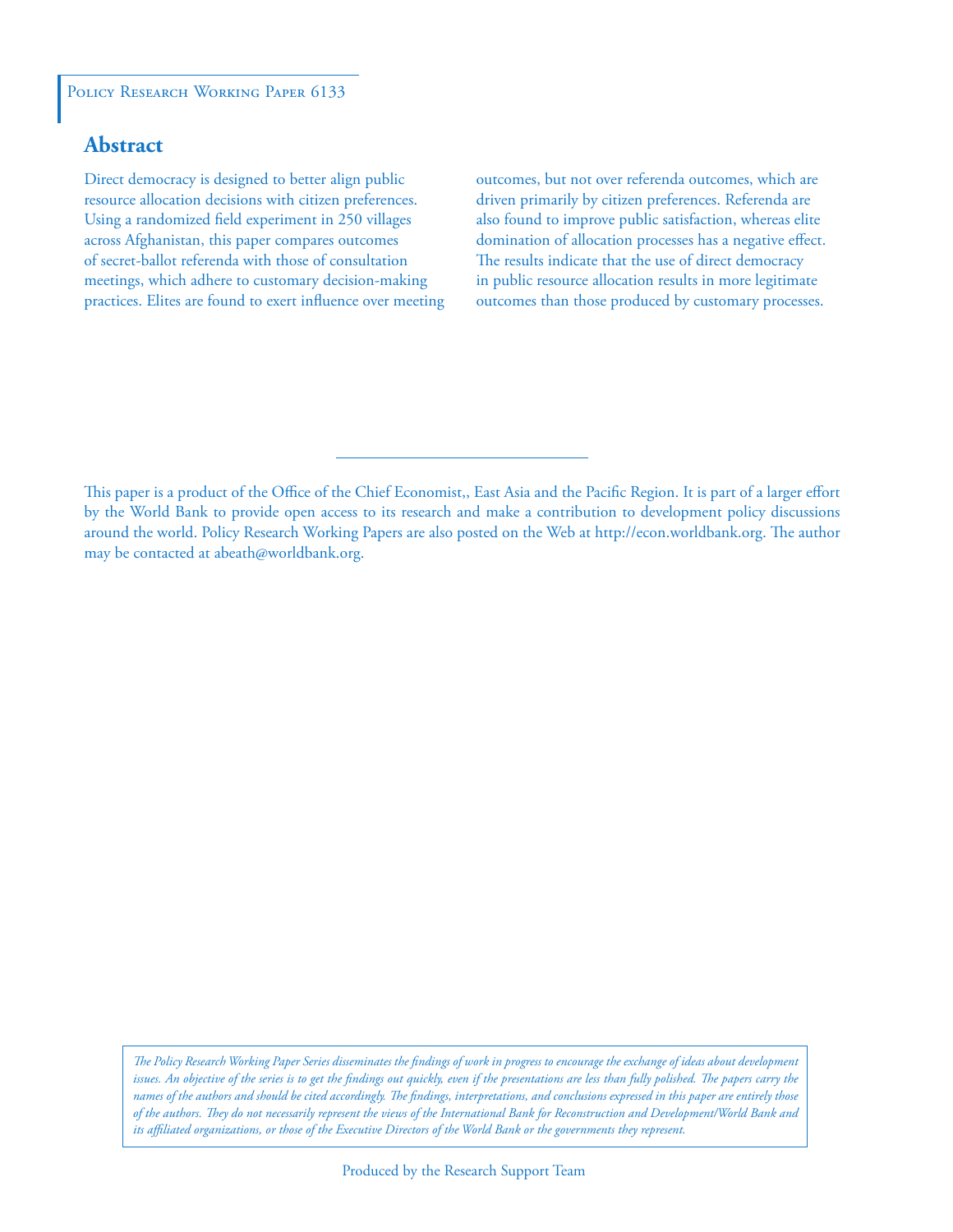Policy Research Working Paper 6133

## Abstract

Direct democracy is designed to better align public resource allocation decisions with citizen preferences. Using a randomized field experiment in 250 villages across Afghanistan, this paper compares outcomes of secret-ballot referenda with those of consultation meetings, which adhere to customary decision-making practices. Elites are found to exert influence over meeting outcomes, but not over referenda outcomes, which are driven primarily by citizen preferences. Referenda are also found to improve public satisfaction, whereas elite domination of allocation processes has a negative effect. The results indicate that the use of direct democracy in public resource allocation results in more legitimate outcomes than those produced by customary processes.

---

This paper is a product of the Office of the Chief Economist,, East Asia and the Pacific Region. It is part of a larger effort by the World Bank to provide open access to its research and make a contribution to development policy discussions around the world. Policy Research Working Papers are also posted on the Web at http://econ.worldbank.org. The author may be contacted at abeath@worldbank.org.

*The Policy Research Working Paper Series disseminates the findings of work in progress to encourage the exchange of ideas about development issues. An objective of the series is to get the findings out quickly, even if the presentations are less than fully polished. The papers carry the names of the authors and should be cited accordingly. The findings, interpretations, and conclusions expressed in this paper are entirely those of the authors. They do not necessarily represent the views of the International Bank for Reconstruction and Development/World Bank and its affiliated organizations, or those of the Executive Directors of the World Bank or the governments they represent.*

Produced by the Research Support Team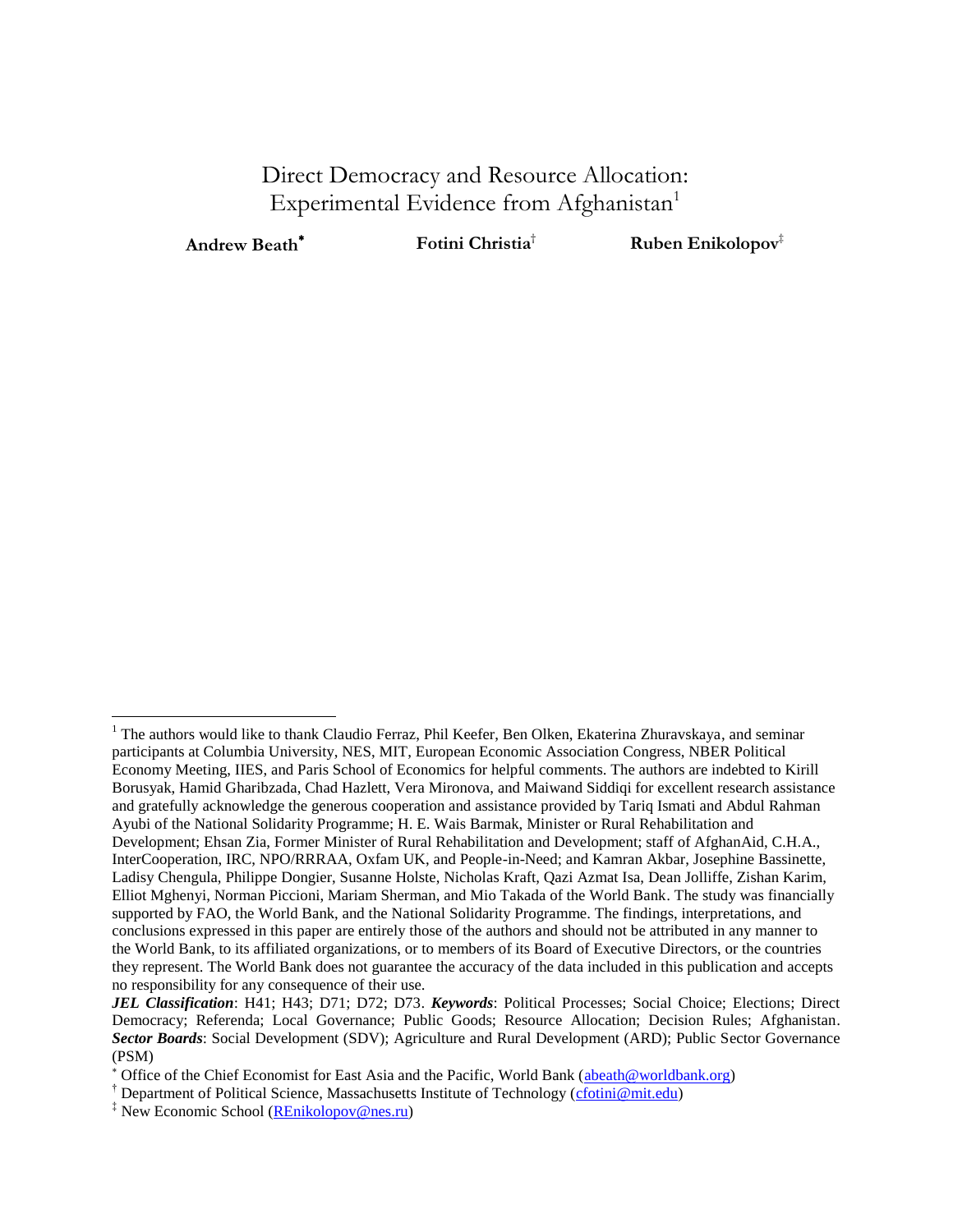# Direct Democracy and Resource Allocation: Experimental Evidence from Afghanistan[1]

**Andrew Beath***  **Fotini Christia**†  **Ruben Enikolopov**‡

---

[1] The authors would like to thank Claudio Ferraz, Phil Keefer, Ben Olken, Ekaterina Zhuravskaya, and seminar participants at Columbia University, NES, MIT, European Economic Association Congress, NBER Political Economy Meeting, IIES, and Paris School of Economics for helpful comments. The authors are indebted to Kirill Borusyak, Hamid Gharibzada, Chad Hazlett, Vera Mironova, and Maiwand Siddiqi for excellent research assistance and gratefully acknowledge the generous cooperation and assistance provided by Tariq Ismati and Abdul Rahman Ayubi of the National Solidarity Programme; H. E. Wais Barmak, Minister or Rural Rehabilitation and Development; Ehsan Zia, Former Minister of Rural Rehabilitation and Development; staff of AfghanAid, C.H.A., InterCooperation, IRC, NPO/RRRAA, Oxfam UK, and People-in-Need; and Kamran Akbar, Josephine Bassinette, Ladisy Chengula, Philippe Dongier, Susanne Holste, Nicholas Kraft, Qazi Azmat Isa, Dean Jolliffe, Zishan Karim, Elliot Mghenyi, Norman Piccioni, Mariam Sherman, and Mio Takada of the World Bank. The study was financially supported by FAO, the World Bank, and the National Solidarity Programme. The findings, interpretations, and conclusions expressed in this paper are entirely those of the authors and should not be attributed in any manner to the World Bank, to its affiliated organizations, or to members of its Board of Executive Directors, or the countries they represent. The World Bank does not guarantee the accuracy of the data included in this publication and accepts no responsibility for any consequence of their use.

***JEL Classification***: H41; H43; D71; D72; D73. ***Keywords***: Political Processes; Social Choice; Elections; Direct Democracy; Referenda; Local Governance; Public Goods; Resource Allocation; Decision Rules; Afghanistan. ***Sector Boards***: Social Development (SDV); Agriculture and Rural Development (ARD); Public Sector Governance (PSM)

\* Office of the Chief Economist for East Asia and the Pacific, World Bank (abeath@worldbank.org)

† Department of Political Science, Massachusetts Institute of Technology (cfotini@mit.edu)

‡ New Economic School (REnikolopov@nes.ru)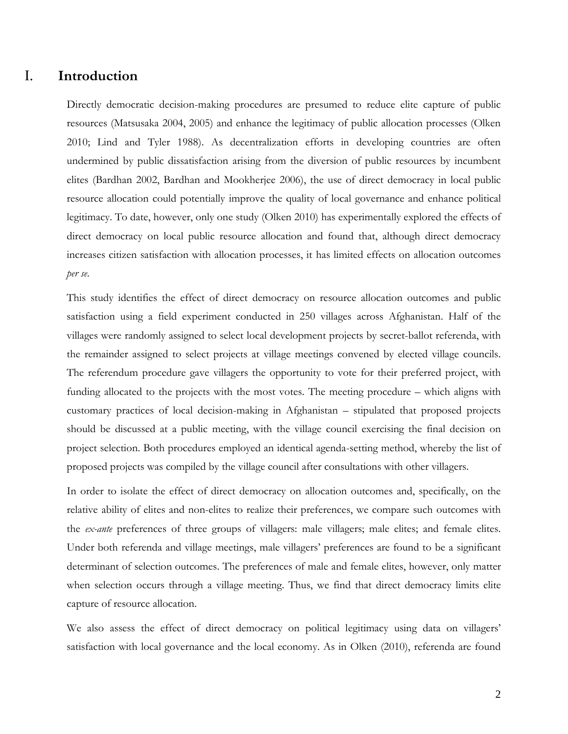# I. Introduction

Directly democratic decision-making procedures are presumed to reduce elite capture of public resources (Matsusaka 2004, 2005) and enhance the legitimacy of public allocation processes (Olken 2010; Lind and Tyler 1988). As decentralization efforts in developing countries are often undermined by public dissatisfaction arising from the diversion of public resources by incumbent elites (Bardhan 2002, Bardhan and Mookherjee 2006), the use of direct democracy in local public resource allocation could potentially improve the quality of local governance and enhance political legitimacy. To date, however, only one study (Olken 2010) has experimentally explored the effects of direct democracy on local public resource allocation and found that, although direct democracy increases citizen satisfaction with allocation processes, it has limited effects on allocation outcomes *per se*.

This study identifies the effect of direct democracy on resource allocation outcomes and public satisfaction using a field experiment conducted in 250 villages across Afghanistan. Half of the villages were randomly assigned to select local development projects by secret-ballot referenda, with the remainder assigned to select projects at village meetings convened by elected village councils. The referendum procedure gave villagers the opportunity to vote for their preferred project, with funding allocated to the projects with the most votes. The meeting procedure – which aligns with customary practices of local decision-making in Afghanistan – stipulated that proposed projects should be discussed at a public meeting, with the village council exercising the final decision on project selection. Both procedures employed an identical agenda-setting method, whereby the list of proposed projects was compiled by the village council after consultations with other villagers.

In order to isolate the effect of direct democracy on allocation outcomes and, specifically, on the relative ability of elites and non-elites to realize their preferences, we compare such outcomes with the *ex-ante* preferences of three groups of villagers: male villagers; male elites; and female elites. Under both referenda and village meetings, male villagers' preferences are found to be a significant determinant of selection outcomes. The preferences of male and female elites, however, only matter when selection occurs through a village meeting. Thus, we find that direct democracy limits elite capture of resource allocation.

We also assess the effect of direct democracy on political legitimacy using data on villagers' satisfaction with local governance and the local economy. As in Olken (2010), referenda are found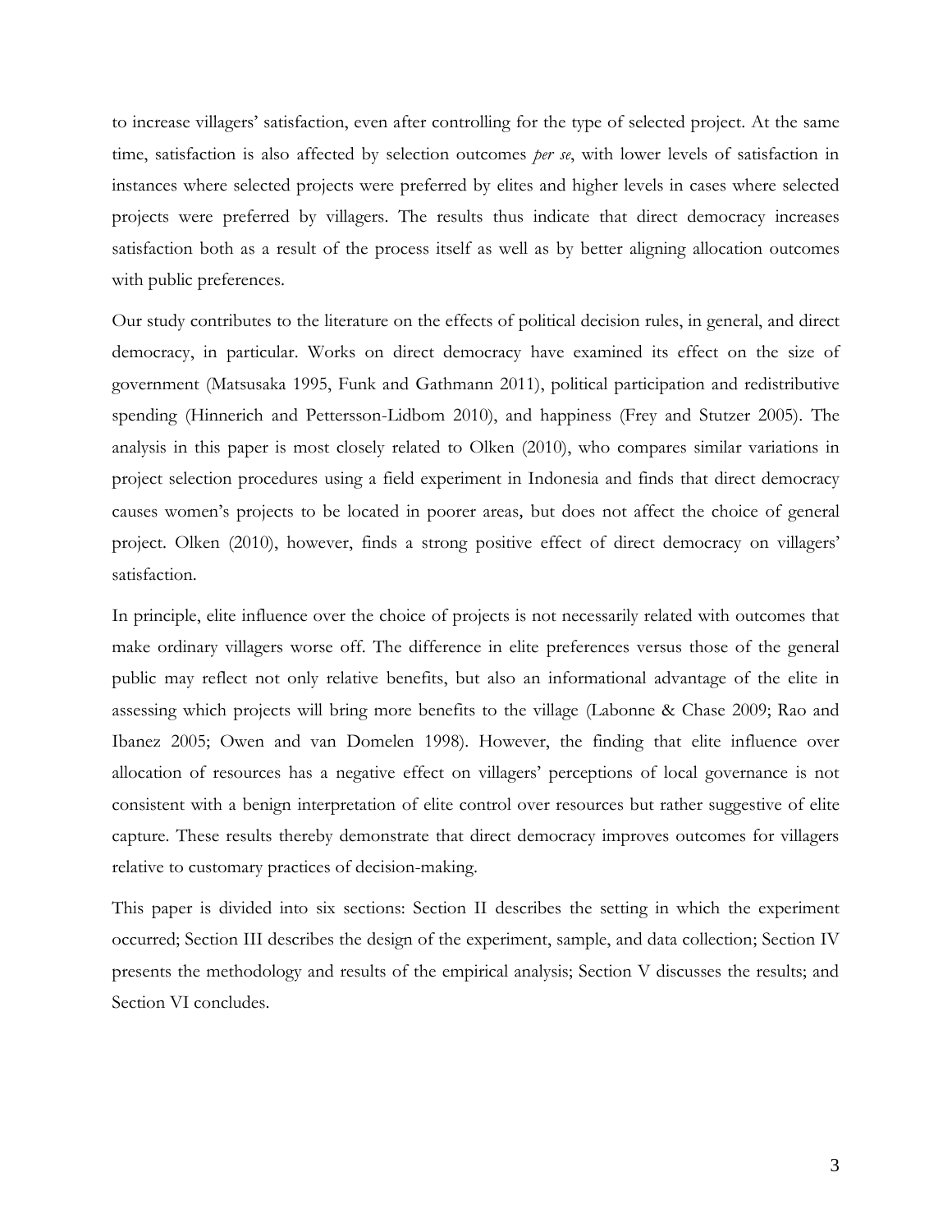to increase villagers' satisfaction, even after controlling for the type of selected project. At the same time, satisfaction is also affected by selection outcomes *per se*, with lower levels of satisfaction in instances where selected projects were preferred by elites and higher levels in cases where selected projects were preferred by villagers. The results thus indicate that direct democracy increases satisfaction both as a result of the process itself as well as by better aligning allocation outcomes with public preferences.

Our study contributes to the literature on the effects of political decision rules, in general, and direct democracy, in particular. Works on direct democracy have examined its effect on the size of government (Matsusaka 1995, Funk and Gathmann 2011), political participation and redistributive spending (Hinnerich and Pettersson-Lidbom 2010), and happiness (Frey and Stutzer 2005). The analysis in this paper is most closely related to Olken (2010), who compares similar variations in project selection procedures using a field experiment in Indonesia and finds that direct democracy causes women's projects to be located in poorer areas, but does not affect the choice of general project. Olken (2010), however, finds a strong positive effect of direct democracy on villagers' satisfaction.

In principle, elite influence over the choice of projects is not necessarily related with outcomes that make ordinary villagers worse off. The difference in elite preferences versus those of the general public may reflect not only relative benefits, but also an informational advantage of the elite in assessing which projects will bring more benefits to the village (Labonne & Chase 2009; Rao and Ibanez 2005; Owen and van Domelen 1998). However, the finding that elite influence over allocation of resources has a negative effect on villagers' perceptions of local governance is not consistent with a benign interpretation of elite control over resources but rather suggestive of elite capture. These results thereby demonstrate that direct democracy improves outcomes for villagers relative to customary practices of decision-making.

This paper is divided into six sections: Section II describes the setting in which the experiment occurred; Section III describes the design of the experiment, sample, and data collection; Section IV presents the methodology and results of the empirical analysis; Section V discusses the results; and Section VI concludes.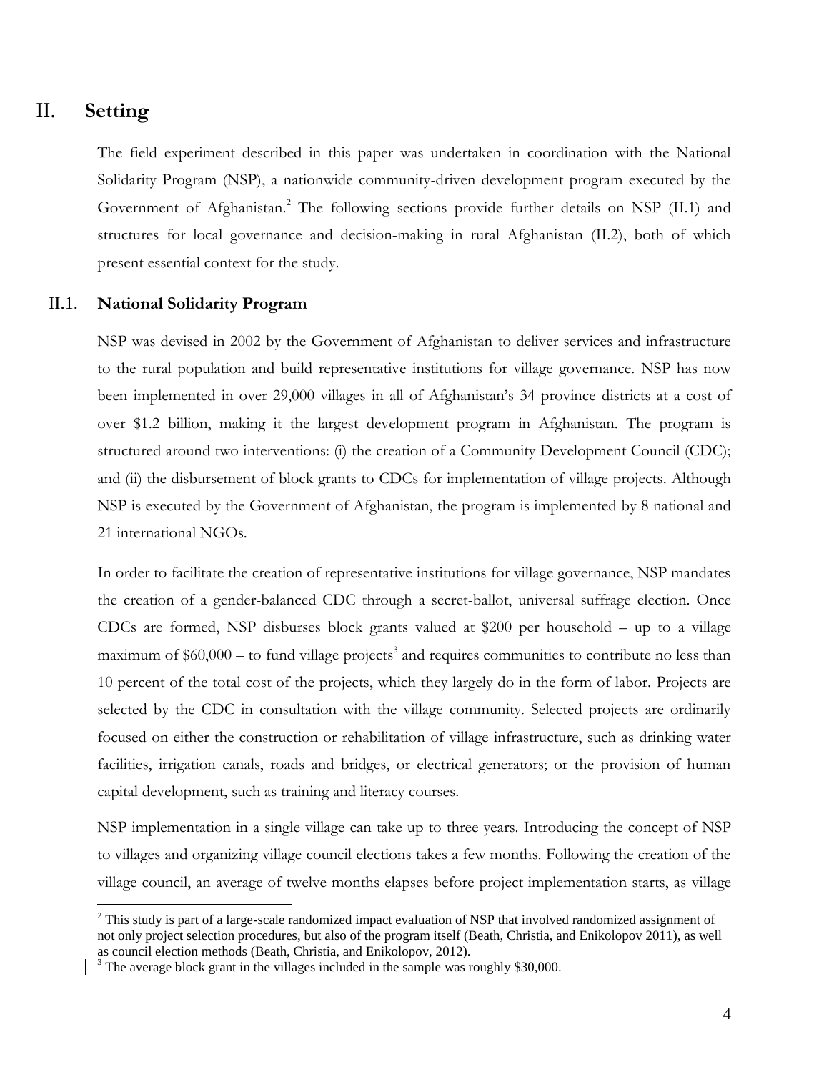# II. Setting

The field experiment described in this paper was undertaken in coordination with the National Solidarity Program (NSP), a nationwide community-driven development program executed by the Government of Afghanistan.[2] The following sections provide further details on NSP (II.1) and structures for local governance and decision-making in rural Afghanistan (II.2), both of which present essential context for the study.

## II.1. National Solidarity Program

NSP was devised in 2002 by the Government of Afghanistan to deliver services and infrastructure to the rural population and build representative institutions for village governance. NSP has now been implemented in over 29,000 villages in all of Afghanistan's 34 province districts at a cost of over $1.2 billion, making it the largest development program in Afghanistan. The program is structured around two interventions: (i) the creation of a Community Development Council (CDC); and (ii) the disbursement of block grants to CDCs for implementation of village projects. Although NSP is executed by the Government of Afghanistan, the program is implemented by 8 national and 21 international NGOs.

In order to facilitate the creation of representative institutions for village governance, NSP mandates the creation of a gender-balanced CDC through a secret-ballot, universal suffrage election. Once CDCs are formed, NSP disburses block grants valued at $200 per household – up to a village maximum of $60,000 – to fund village projects[3] and requires communities to contribute no less than 10 percent of the total cost of the projects, which they largely do in the form of labor. Projects are selected by the CDC in consultation with the village community. Selected projects are ordinarily focused on either the construction or rehabilitation of village infrastructure, such as drinking water facilities, irrigation canals, roads and bridges, or electrical generators; or the provision of human capital development, such as training and literacy courses.

NSP implementation in a single village can take up to three years. Introducing the concept of NSP to villages and organizing village council elections takes a few months. Following the creation of the village council, an average of twelve months elapses before project implementation starts, as village

---

[2] This study is part of a large-scale randomized impact evaluation of NSP that involved randomized assignment of not only project selection procedures, but also of the program itself (Beath, Christia, and Enikolopov 2011), as well as council election methods (Beath, Christia, and Enikolopov, 2012).

[3] The average block grant in the villages included in the sample was roughly $30,000.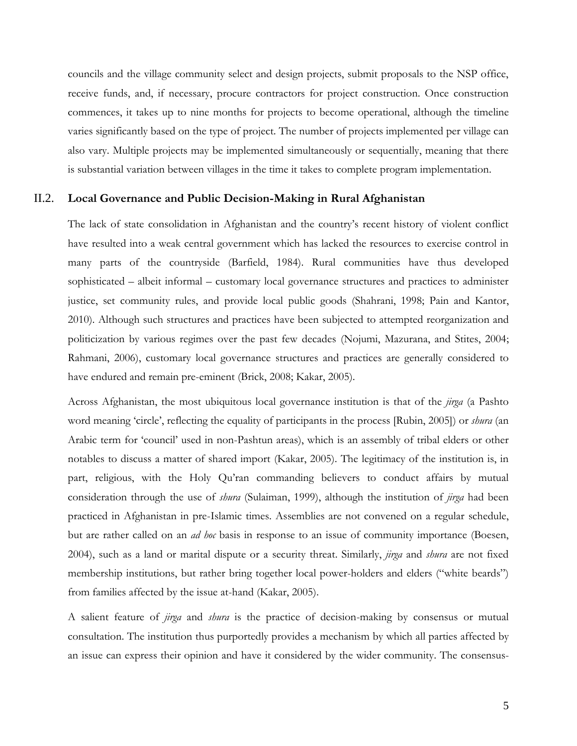councils and the village community select and design projects, submit proposals to the NSP office, receive funds, and, if necessary, procure contractors for project construction. Once construction commences, it takes up to nine months for projects to become operational, although the timeline varies significantly based on the type of project. The number of projects implemented per village can also vary. Multiple projects may be implemented simultaneously or sequentially, meaning that there is substantial variation between villages in the time it takes to complete program implementation.

## II.2. Local Governance and Public Decision-Making in Rural Afghanistan

The lack of state consolidation in Afghanistan and the country's recent history of violent conflict have resulted into a weak central government which has lacked the resources to exercise control in many parts of the countryside (Barfield, 1984). Rural communities have thus developed sophisticated – albeit informal – customary local governance structures and practices to administer justice, set community rules, and provide local public goods (Shahrani, 1998; Pain and Kantor, 2010). Although such structures and practices have been subjected to attempted reorganization and politicization by various regimes over the past few decades (Nojumi, Mazurana, and Stites, 2004; Rahmani, 2006), customary local governance structures and practices are generally considered to have endured and remain pre-eminent (Brick, 2008; Kakar, 2005).

Across Afghanistan, the most ubiquitous local governance institution is that of the *jirga* (a Pashto word meaning 'circle', reflecting the equality of participants in the process [Rubin, 2005]) or *shura* (an Arabic term for 'council' used in non-Pashtun areas), which is an assembly of tribal elders or other notables to discuss a matter of shared import (Kakar, 2005). The legitimacy of the institution is, in part, religious, with the Holy Qu'ran commanding believers to conduct affairs by mutual consideration through the use of *shura* (Sulaiman, 1999), although the institution of *jirga* had been practiced in Afghanistan in pre-Islamic times. Assemblies are not convened on a regular schedule, but are rather called on an *ad hoc* basis in response to an issue of community importance (Boesen, 2004), such as a land or marital dispute or a security threat. Similarly, *jirga* and *shura* are not fixed membership institutions, but rather bring together local power-holders and elders ("white beards") from families affected by the issue at-hand (Kakar, 2005).

A salient feature of *jirga* and *shura* is the practice of decision-making by consensus or mutual consultation. The institution thus purportedly provides a mechanism by which all parties affected by an issue can express their opinion and have it considered by the wider community. The consensus-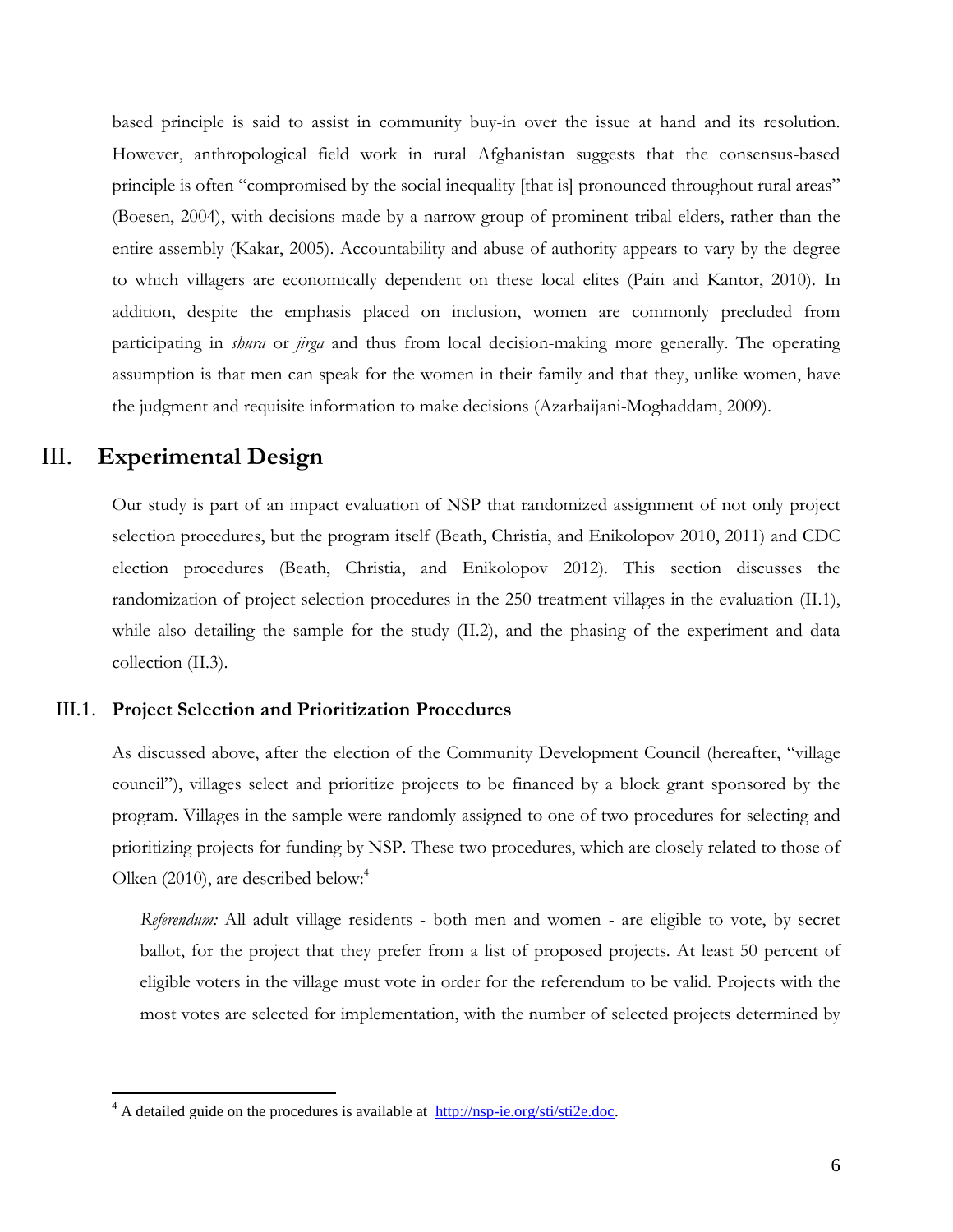based principle is said to assist in community buy-in over the issue at hand and its resolution. However, anthropological field work in rural Afghanistan suggests that the consensus-based principle is often "compromised by the social inequality [that is] pronounced throughout rural areas" (Boesen, 2004), with decisions made by a narrow group of prominent tribal elders, rather than the entire assembly (Kakar, 2005). Accountability and abuse of authority appears to vary by the degree to which villagers are economically dependent on these local elites (Pain and Kantor, 2010). In addition, despite the emphasis placed on inclusion, women are commonly precluded from participating in *shura* or *jirga* and thus from local decision-making more generally. The operating assumption is that men can speak for the women in their family and that they, unlike women, have the judgment and requisite information to make decisions (Azarbaijani-Moghaddam, 2009).

# III. Experimental Design

Our study is part of an impact evaluation of NSP that randomized assignment of not only project selection procedures, but the program itself (Beath, Christia, and Enikolopov 2010, 2011) and CDC election procedures (Beath, Christia, and Enikolopov 2012). This section discusses the randomization of project selection procedures in the 250 treatment villages in the evaluation (II.1), while also detailing the sample for the study (II.2), and the phasing of the experiment and data collection (II.3).

## III.1. Project Selection and Prioritization Procedures

As discussed above, after the election of the Community Development Council (hereafter, "village council"), villages select and prioritize projects to be financed by a block grant sponsored by the program. Villages in the sample were randomly assigned to one of two procedures for selecting and prioritizing projects for funding by NSP. These two procedures, which are closely related to those of Olken (2010), are described below:[4]

*Referendum:* All adult village residents - both men and women - are eligible to vote, by secret ballot, for the project that they prefer from a list of proposed projects. At least 50 percent of eligible voters in the village must vote in order for the referendum to be valid. Projects with the most votes are selected for implementation, with the number of selected projects determined by

[4] A detailed guide on the procedures is available at http://nsp-ie.org/sti/sti2e.doc.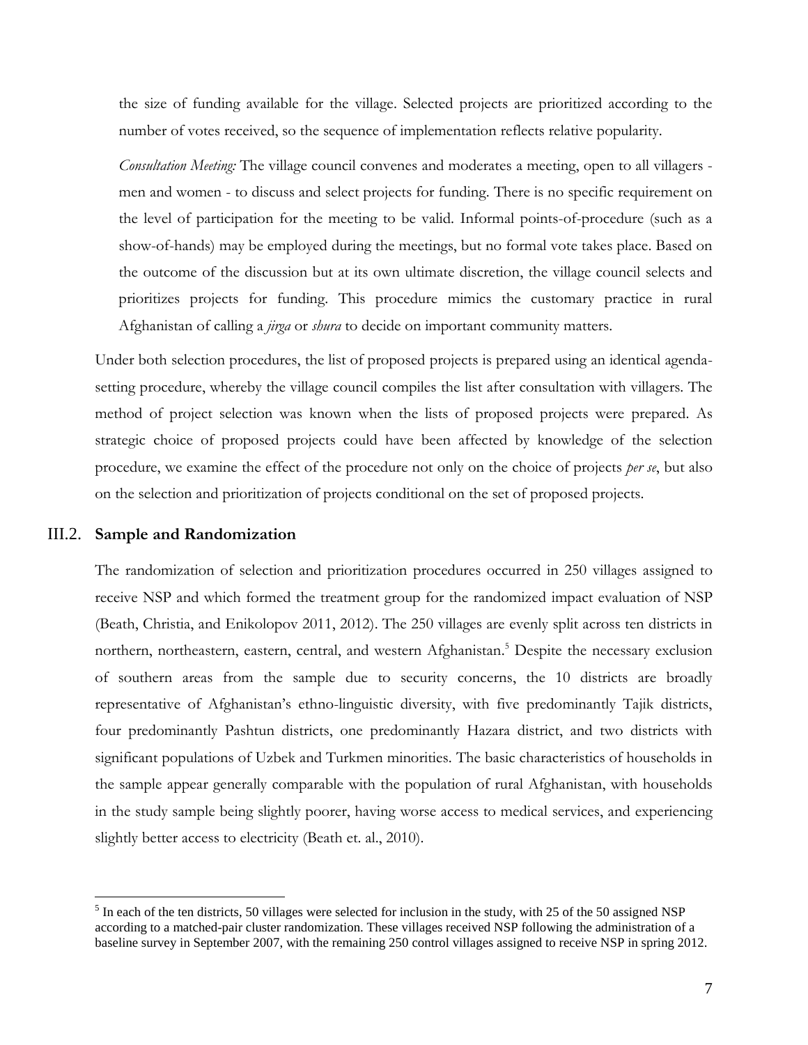the size of funding available for the village. Selected projects are prioritized according to the number of votes received, so the sequence of implementation reflects relative popularity.

*Consultation Meeting:* The village council convenes and moderates a meeting, open to all villagers - men and women - to discuss and select projects for funding. There is no specific requirement on the level of participation for the meeting to be valid. Informal points-of-procedure (such as a show-of-hands) may be employed during the meetings, but no formal vote takes place. Based on the outcome of the discussion but at its own ultimate discretion, the village council selects and prioritizes projects for funding. This procedure mimics the customary practice in rural Afghanistan of calling a *jirga* or *shura* to decide on important community matters.

Under both selection procedures, the list of proposed projects is prepared using an identical agenda-setting procedure, whereby the village council compiles the list after consultation with villagers. The method of project selection was known when the lists of proposed projects were prepared. As strategic choice of proposed projects could have been affected by knowledge of the selection procedure, we examine the effect of the procedure not only on the choice of projects *per se*, but also on the selection and prioritization of projects conditional on the set of proposed projects.

## III.2. Sample and Randomization

The randomization of selection and prioritization procedures occurred in 250 villages assigned to receive NSP and which formed the treatment group for the randomized impact evaluation of NSP (Beath, Christia, and Enikolopov 2011, 2012). The 250 villages are evenly split across ten districts in northern, northeastern, eastern, central, and western Afghanistan.[5] Despite the necessary exclusion of southern areas from the sample due to security concerns, the 10 districts are broadly representative of Afghanistan's ethno-linguistic diversity, with five predominantly Tajik districts, four predominantly Pashtun districts, one predominantly Hazara district, and two districts with significant populations of Uzbek and Turkmen minorities. The basic characteristics of households in the sample appear generally comparable with the population of rural Afghanistan, with households in the study sample being slightly poorer, having worse access to medical services, and experiencing slightly better access to electricity (Beath et. al., 2010).

[5] In each of the ten districts, 50 villages were selected for inclusion in the study, with 25 of the 50 assigned NSP according to a matched-pair cluster randomization. These villages received NSP following the administration of a baseline survey in September 2007, with the remaining 250 control villages assigned to receive NSP in spring 2012.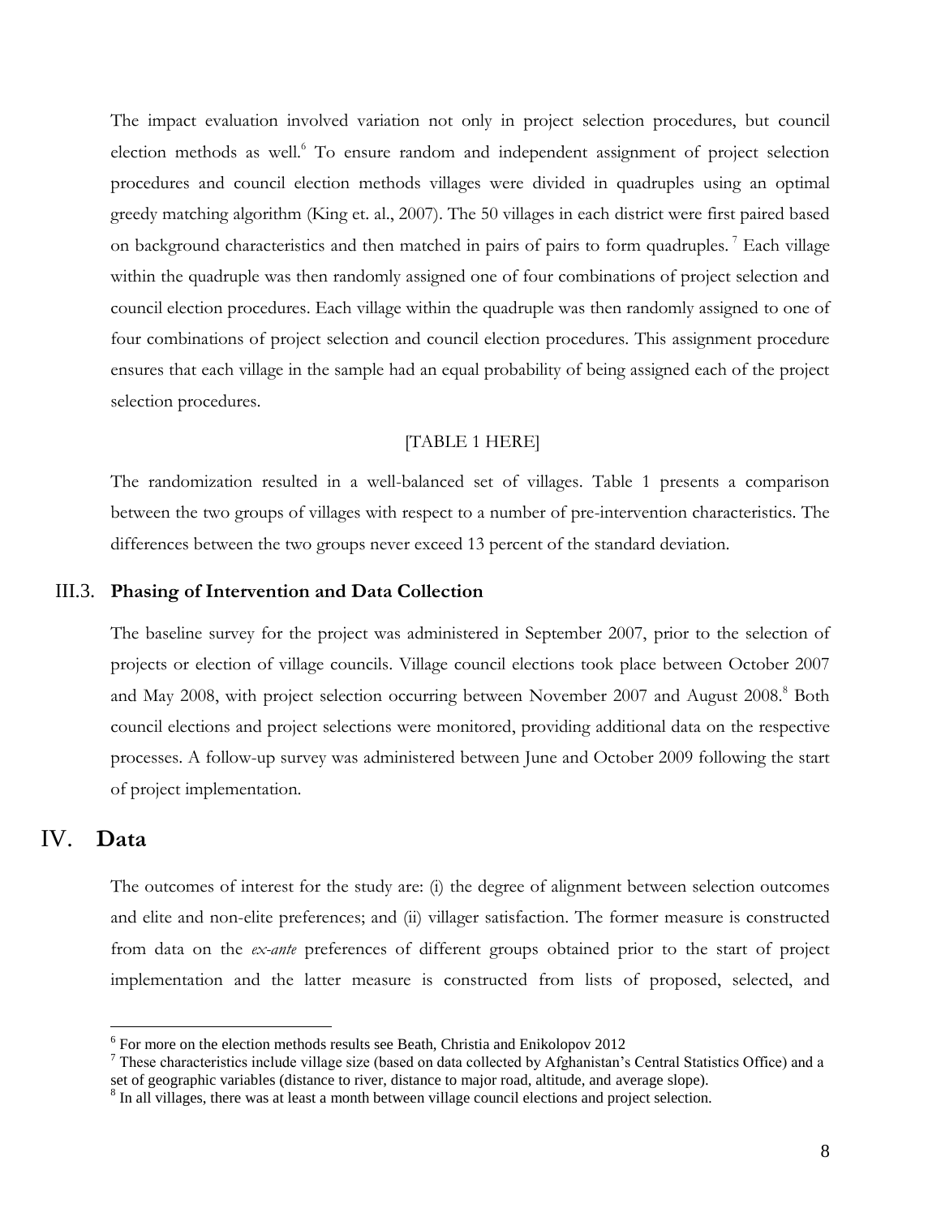The impact evaluation involved variation not only in project selection procedures, but council election methods as well.[6] To ensure random and independent assignment of project selection procedures and council election methods villages were divided in quadruples using an optimal greedy matching algorithm (King et. al., 2007). The 50 villages in each district were first paired based on background characteristics and then matched in pairs of pairs to form quadruples.[7] Each village within the quadruple was then randomly assigned one of four combinations of project selection and council election procedures. Each village within the quadruple was then randomly assigned to one of four combinations of project selection and council election procedures. This assignment procedure ensures that each village in the sample had an equal probability of being assigned each of the project selection procedures.

[TABLE 1 HERE]

The randomization resulted in a well-balanced set of villages. Table 1 presents a comparison between the two groups of villages with respect to a number of pre-intervention characteristics. The differences between the two groups never exceed 13 percent of the standard deviation.

### III.3. Phasing of Intervention and Data Collection

The baseline survey for the project was administered in September 2007, prior to the selection of projects or election of village councils. Village council elections took place between October 2007 and May 2008, with project selection occurring between November 2007 and August 2008.[8] Both council elections and project selections were monitored, providing additional data on the respective processes. A follow-up survey was administered between June and October 2009 following the start of project implementation.

## IV. Data

The outcomes of interest for the study are: (i) the degree of alignment between selection outcomes and elite and non-elite preferences; and (ii) villager satisfaction. The former measure is constructed from data on the *ex-ante* preferences of different groups obtained prior to the start of project implementation and the latter measure is constructed from lists of proposed, selected, and

---

[6] For more on the election methods results see Beath, Christia and Enikolopov 2012

[7] These characteristics include village size (based on data collected by Afghanistan's Central Statistics Office) and a set of geographic variables (distance to river, distance to major road, altitude, and average slope).

[8] In all villages, there was at least a month between village council elections and project selection.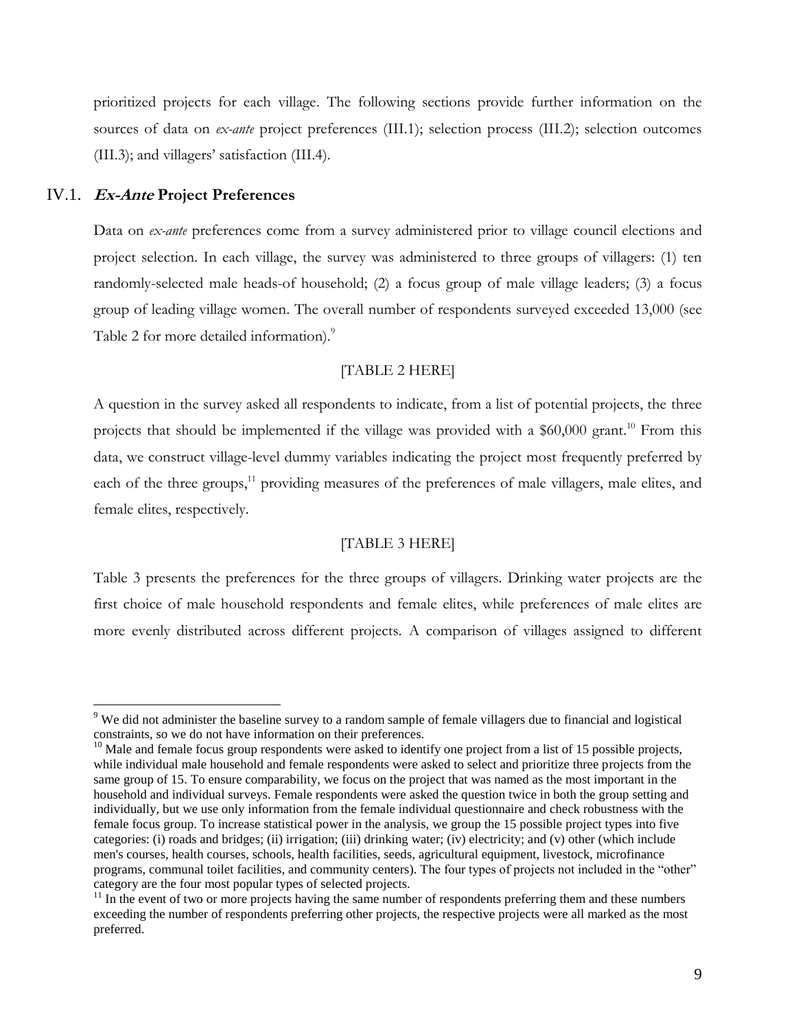prioritized projects for each village. The following sections provide further information on the sources of data on *ex-ante* project preferences (III.1); selection process (III.2); selection outcomes (III.3); and villagers' satisfaction (III.4).

## IV.1. *Ex-Ante* Project Preferences

Data on *ex-ante* preferences come from a survey administered prior to village council elections and project selection. In each village, the survey was administered to three groups of villagers: (1) ten randomly-selected male heads-of household; (2) a focus group of male village leaders; (3) a focus group of leading village women. The overall number of respondents surveyed exceeded 13,000 (see Table 2 for more detailed information).[9]

[TABLE 2 HERE]

A question in the survey asked all respondents to indicate, from a list of potential projects, the three projects that should be implemented if the village was provided with a \$60,000 grant.[10] From this data, we construct village-level dummy variables indicating the project most frequently preferred by each of the three groups,[11] providing measures of the preferences of male villagers, male elites, and female elites, respectively.

[TABLE 3 HERE]

Table 3 presents the preferences for the three groups of villagers. Drinking water projects are the first choice of male household respondents and female elites, while preferences of male elites are more evenly distributed across different projects. A comparison of villages assigned to different

---

[9] We did not administer the baseline survey to a random sample of female villagers due to financial and logistical constraints, so we do not have information on their preferences.

[10] Male and female focus group respondents were asked to identify one project from a list of 15 possible projects, while individual male household and female respondents were asked to select and prioritize three projects from the same group of 15. To ensure comparability, we focus on the project that was named as the most important in the household and individual surveys. Female respondents were asked the question twice in both the group setting and individually, but we use only information from the female individual questionnaire and check robustness with the female focus group. To increase statistical power in the analysis, we group the 15 possible project types into five categories: (i) roads and bridges; (ii) irrigation; (iii) drinking water; (iv) electricity; and (v) other (which include men's courses, health courses, schools, health facilities, seeds, agricultural equipment, livestock, microfinance programs, communal toilet facilities, and community centers). The four types of projects not included in the "other" category are the four most popular types of selected projects.

[11] In the event of two or more projects having the same number of respondents preferring them and these numbers exceeding the number of respondents preferring other projects, the respective projects were all marked as the most preferred.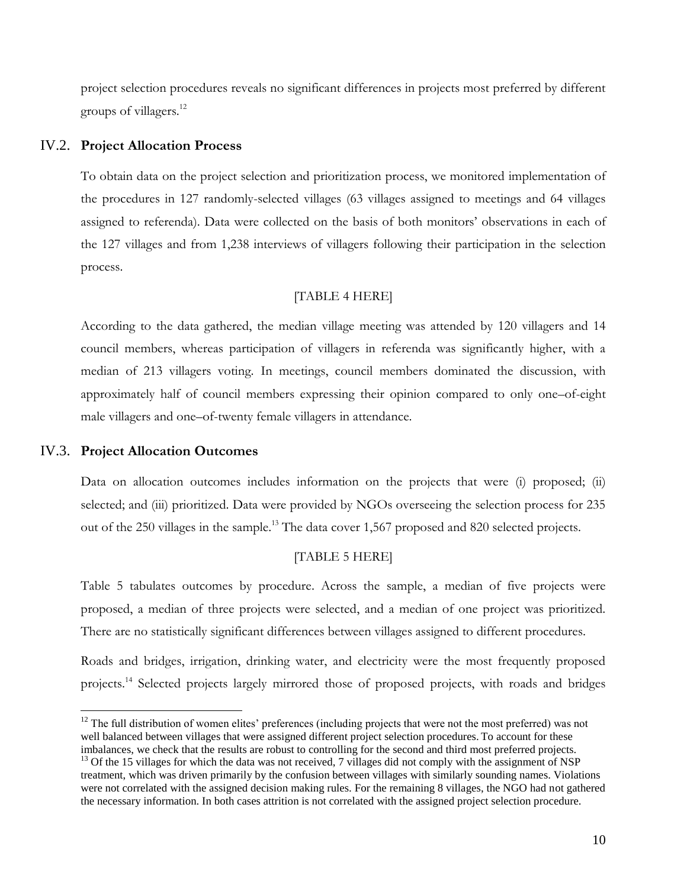project selection procedures reveals no significant differences in projects most preferred by different groups of villagers.[12]

## IV.2. Project Allocation Process

To obtain data on the project selection and prioritization process, we monitored implementation of the procedures in 127 randomly-selected villages (63 villages assigned to meetings and 64 villages assigned to referenda). Data were collected on the basis of both monitors' observations in each of the 127 villages and from 1,238 interviews of villagers following their participation in the selection process.

[TABLE 4 HERE]

According to the data gathered, the median village meeting was attended by 120 villagers and 14 council members, whereas participation of villagers in referenda was significantly higher, with a median of 213 villagers voting. In meetings, council members dominated the discussion, with approximately half of council members expressing their opinion compared to only one–of-eight male villagers and one–of-twenty female villagers in attendance.

## IV.3. Project Allocation Outcomes

Data on allocation outcomes includes information on the projects that were (i) proposed; (ii) selected; and (iii) prioritized. Data were provided by NGOs overseeing the selection process for 235 out of the 250 villages in the sample.[13] The data cover 1,567 proposed and 820 selected projects.

[TABLE 5 HERE]

Table 5 tabulates outcomes by procedure. Across the sample, a median of five projects were proposed, a median of three projects were selected, and a median of one project was prioritized. There are no statistically significant differences between villages assigned to different procedures.

Roads and bridges, irrigation, drinking water, and electricity were the most frequently proposed projects.[14] Selected projects largely mirrored those of proposed projects, with roads and bridges

---

[12] The full distribution of women elites' preferences (including projects that were not the most preferred) was not well balanced between villages that were assigned different project selection procedures. To account for these imbalances, we check that the results are robust to controlling for the second and third most preferred projects.

[13] Of the 15 villages for which the data was not received, 7 villages did not comply with the assignment of NSP treatment, which was driven primarily by the confusion between villages with similarly sounding names. Violations were not correlated with the assigned decision making rules. For the remaining 8 villages, the NGO had not gathered the necessary information. In both cases attrition is not correlated with the assigned project selection procedure.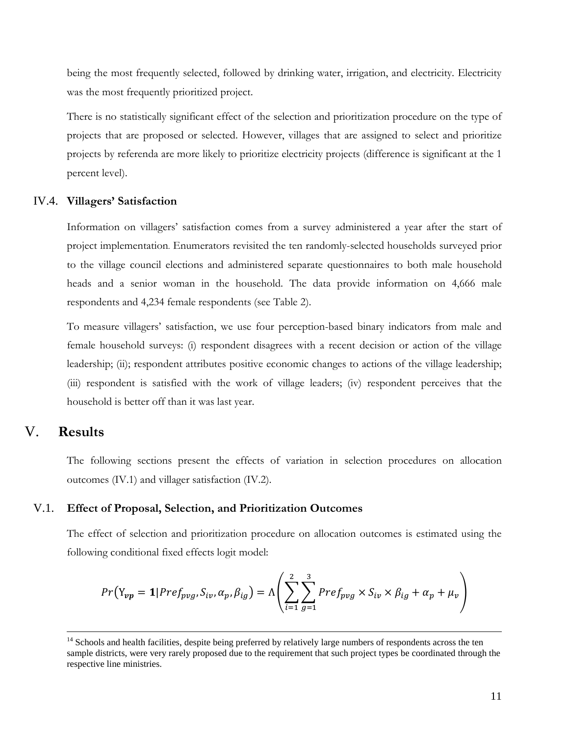being the most frequently selected, followed by drinking water, irrigation, and electricity. Electricity was the most frequently prioritized project.

There is no statistically significant effect of the selection and prioritization procedure on the type of projects that are proposed or selected. However, villages that are assigned to select and prioritize projects by referenda are more likely to prioritize electricity projects (difference is significant at the 1 percent level).

### IV.4. Villagers' Satisfaction

Information on villagers' satisfaction comes from a survey administered a year after the start of project implementation. Enumerators revisited the ten randomly-selected households surveyed prior to the village council elections and administered separate questionnaires to both male household heads and a senior woman in the household. The data provide information on 4,666 male respondents and 4,234 female respondents (see Table 2).

To measure villagers' satisfaction, we use four perception-based binary indicators from male and female household surveys: (i) respondent disagrees with a recent decision or action of the village leadership; (ii); respondent attributes positive economic changes to actions of the village leadership; (iii) respondent is satisfied with the work of village leaders; (iv) respondent perceives that the household is better off than it was last year.

## V. Results

The following sections present the effects of variation in selection procedures on allocation outcomes (IV.1) and villager satisfaction (IV.2).

### V.1. Effect of Proposal, Selection, and Prioritization Outcomes

The effect of selection and prioritization procedure on allocation outcomes is estimated using the following conditional fixed effects logit model:

$$Pr\left(Y_{\boldsymbol{vp}} = \mathbf{1} | Pref_{pvg}, S_{iv}, \alpha_p, \beta_{ig}\right) = \Lambda\left(\sum_{i=1}^{2}\sum_{g=1}^{3} Pref_{pvg} \times S_{iv} \times \beta_{ig} + \alpha_p + \mu_v\right)$$

---

[14] Schools and health facilities, despite being preferred by relatively large numbers of respondents across the ten sample districts, were very rarely proposed due to the requirement that such project types be coordinated through the respective line ministries.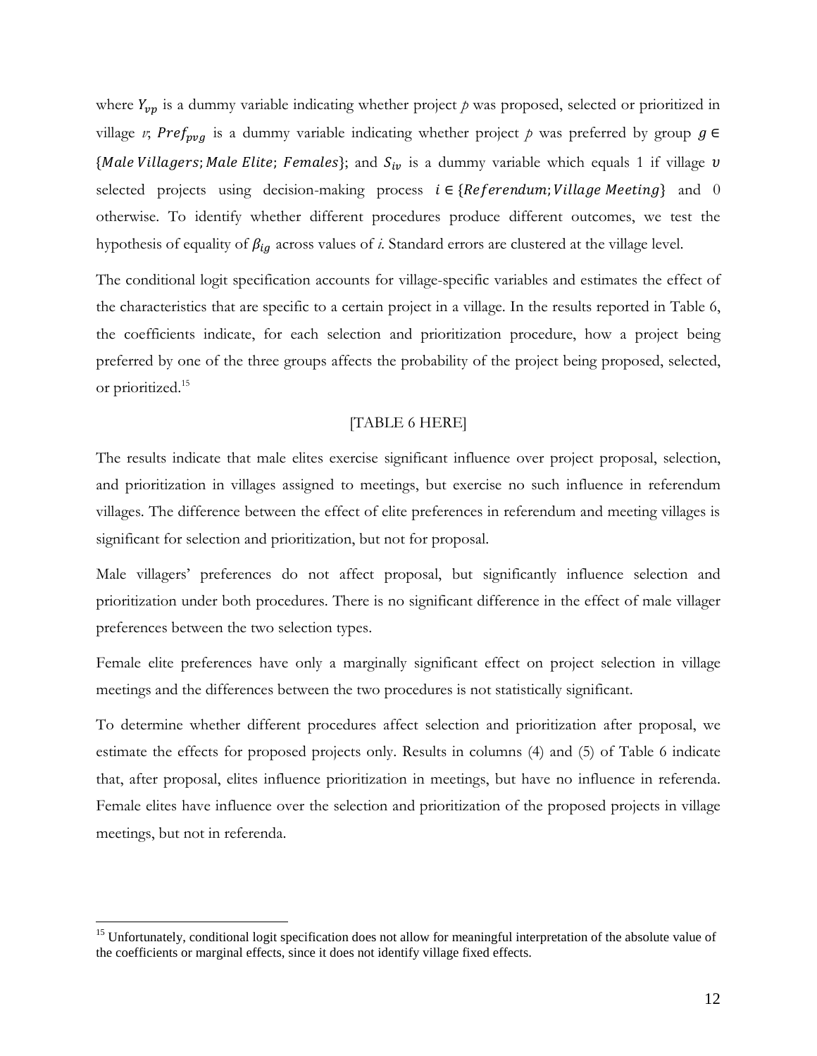where $Y_{vp}$ is a dummy variable indicating whether project $p$ was proposed, selected or prioritized in village $v$; $Pref_{pvg}$ is a dummy variable indicating whether project $p$ was preferred by group $g \in \{Male\ Villagers; Male\ Elite;\ Females\}$; and $S_{iv}$ is a dummy variable which equals 1 if village $v$ selected projects using decision-making process $i \in \{Referendum; Village\ Meeting\}$ and 0 otherwise. To identify whether different procedures produce different outcomes, we test the hypothesis of equality of $\beta_{ig}$ across values of $i$. Standard errors are clustered at the village level.

The conditional logit specification accounts for village-specific variables and estimates the effect of the characteristics that are specific to a certain project in a village. In the results reported in Table 6, the coefficients indicate, for each selection and prioritization procedure, how a project being preferred by one of the three groups affects the probability of the project being proposed, selected, or prioritized.[15]

[TABLE 6 HERE]

The results indicate that male elites exercise significant influence over project proposal, selection, and prioritization in villages assigned to meetings, but exercise no such influence in referendum villages. The difference between the effect of elite preferences in referendum and meeting villages is significant for selection and prioritization, but not for proposal.

Male villagers' preferences do not affect proposal, but significantly influence selection and prioritization under both procedures. There is no significant difference in the effect of male villager preferences between the two selection types.

Female elite preferences have only a marginally significant effect on project selection in village meetings and the differences between the two procedures is not statistically significant.

To determine whether different procedures affect selection and prioritization after proposal, we estimate the effects for proposed projects only. Results in columns (4) and (5) of Table 6 indicate that, after proposal, elites influence prioritization in meetings, but have no influence in referenda. Female elites have influence over the selection and prioritization of the proposed projects in village meetings, but not in referenda.

---

[15] Unfortunately, conditional logit specification does not allow for meaningful interpretation of the absolute value of the coefficients or marginal effects, since it does not identify village fixed effects.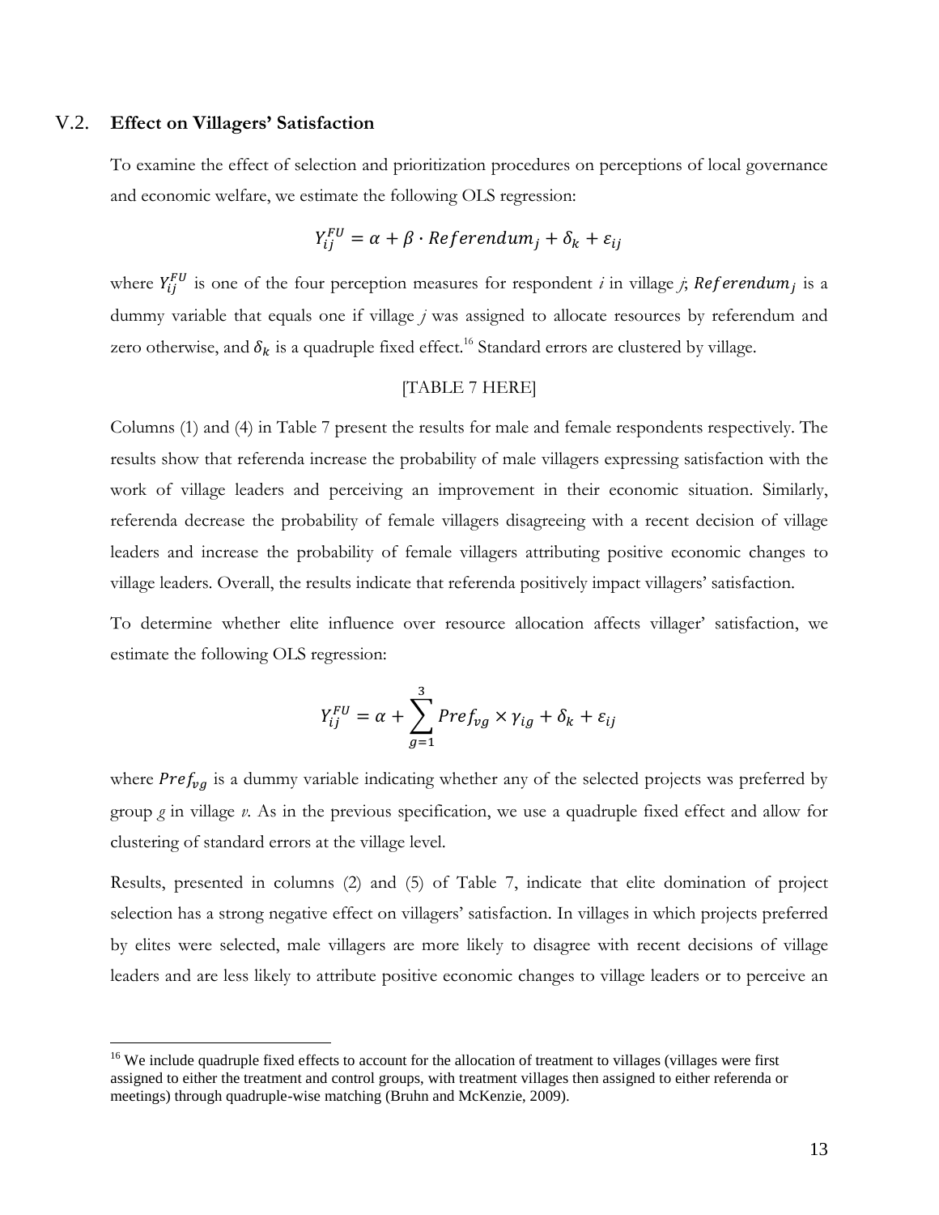## V.2. Effect on Villagers' Satisfaction

To examine the effect of selection and prioritization procedures on perceptions of local governance and economic welfare, we estimate the following OLS regression:

$$Y_{ij}^{FU} = \alpha + \beta \cdot Referendum_j + \delta_k + \varepsilon_{ij}$$

where $Y_{ij}^{FU}$ is one of the four perception measures for respondent *i* in village *j*; $Referendum_j$ is a dummy variable that equals one if village *j* was assigned to allocate resources by referendum and zero otherwise, and $\delta_k$ is a quadruple fixed effect.[16] Standard errors are clustered by village.

[TABLE 7 HERE]

Columns (1) and (4) in Table 7 present the results for male and female respondents respectively. The results show that referenda increase the probability of male villagers expressing satisfaction with the work of village leaders and perceiving an improvement in their economic situation. Similarly, referenda decrease the probability of female villagers disagreeing with a recent decision of village leaders and increase the probability of female villagers attributing positive economic changes to village leaders. Overall, the results indicate that referenda positively impact villagers' satisfaction.

To determine whether elite influence over resource allocation affects villager' satisfaction, we estimate the following OLS regression:

$$Y_{ij}^{FU} = \alpha + \sum_{g=1}^{3} Pref_{vg} \times \gamma_{ig} + \delta_k + \varepsilon_{ij}$$

where $Pref_{vg}$ is a dummy variable indicating whether any of the selected projects was preferred by group *g* in village *v*. As in the previous specification, we use a quadruple fixed effect and allow for clustering of standard errors at the village level.

Results, presented in columns (2) and (5) of Table 7, indicate that elite domination of project selection has a strong negative effect on villagers' satisfaction. In villages in which projects preferred by elites were selected, male villagers are more likely to disagree with recent decisions of village leaders and are less likely to attribute positive economic changes to village leaders or to perceive an

[16] We include quadruple fixed effects to account for the allocation of treatment to villages (villages were first assigned to either the treatment and control groups, with treatment villages then assigned to either referenda or meetings) through quadruple-wise matching (Bruhn and McKenzie, 2009).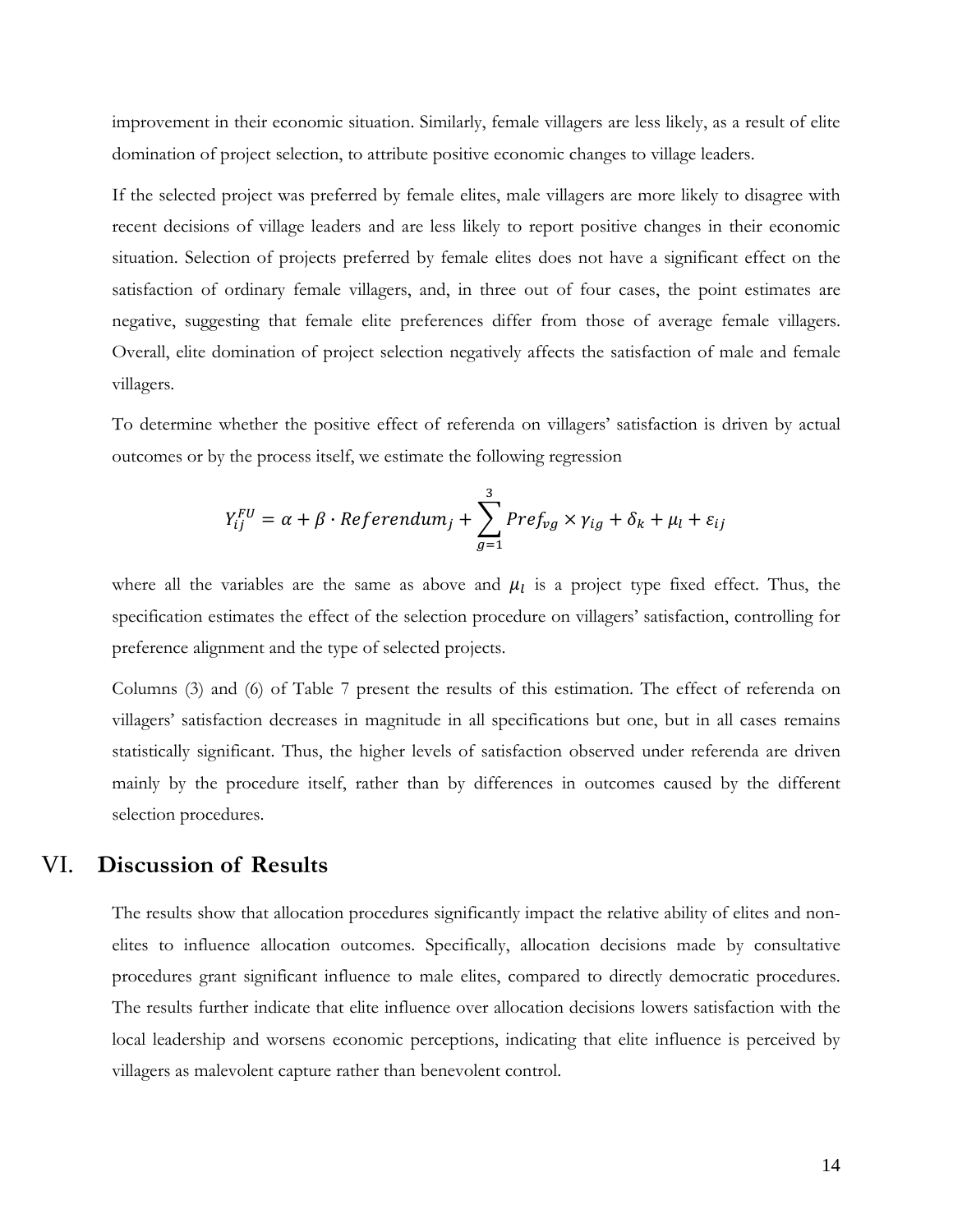improvement in their economic situation. Similarly, female villagers are less likely, as a result of elite domination of project selection, to attribute positive economic changes to village leaders.

If the selected project was preferred by female elites, male villagers are more likely to disagree with recent decisions of village leaders and are less likely to report positive changes in their economic situation. Selection of projects preferred by female elites does not have a significant effect on the satisfaction of ordinary female villagers, and, in three out of four cases, the point estimates are negative, suggesting that female elite preferences differ from those of average female villagers. Overall, elite domination of project selection negatively affects the satisfaction of male and female villagers.

To determine whether the positive effect of referenda on villagers' satisfaction is driven by actual outcomes or by the process itself, we estimate the following regression

$$Y_{ij}^{FU} = \alpha + \beta \cdot Referendum_j + \sum_{g=1}^{3} Pref_{vg} \times \gamma_{ig} + \delta_k + \mu_l + \varepsilon_{ij}$$

where all the variables are the same as above and $\mu_l$ is a project type fixed effect. Thus, the specification estimates the effect of the selection procedure on villagers' satisfaction, controlling for preference alignment and the type of selected projects.

Columns (3) and (6) of Table 7 present the results of this estimation. The effect of referenda on villagers' satisfaction decreases in magnitude in all specifications but one, but in all cases remains statistically significant. Thus, the higher levels of satisfaction observed under referenda are driven mainly by the procedure itself, rather than by differences in outcomes caused by the different selection procedures.

# VI. Discussion of Results

The results show that allocation procedures significantly impact the relative ability of elites and non-elites to influence allocation outcomes. Specifically, allocation decisions made by consultative procedures grant significant influence to male elites, compared to directly democratic procedures. The results further indicate that elite influence over allocation decisions lowers satisfaction with the local leadership and worsens economic perceptions, indicating that elite influence is perceived by villagers as malevolent capture rather than benevolent control.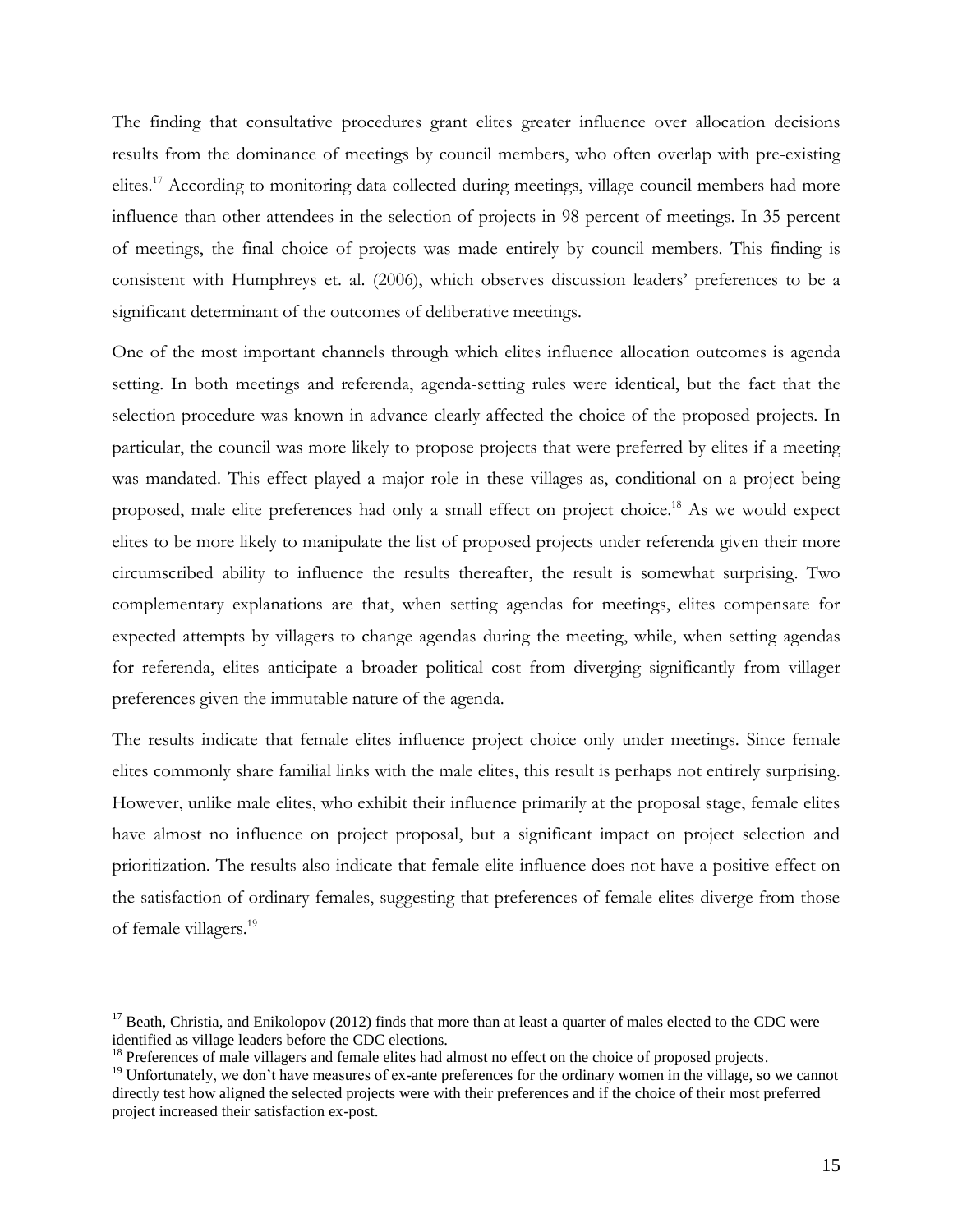The finding that consultative procedures grant elites greater influence over allocation decisions results from the dominance of meetings by council members, who often overlap with pre-existing elites.[17] According to monitoring data collected during meetings, village council members had more influence than other attendees in the selection of projects in 98 percent of meetings. In 35 percent of meetings, the final choice of projects was made entirely by council members. This finding is consistent with Humphreys et. al. (2006), which observes discussion leaders' preferences to be a significant determinant of the outcomes of deliberative meetings.

One of the most important channels through which elites influence allocation outcomes is agenda setting. In both meetings and referenda, agenda-setting rules were identical, but the fact that the selection procedure was known in advance clearly affected the choice of the proposed projects. In particular, the council was more likely to propose projects that were preferred by elites if a meeting was mandated. This effect played a major role in these villages as, conditional on a project being proposed, male elite preferences had only a small effect on project choice.[18] As we would expect elites to be more likely to manipulate the list of proposed projects under referenda given their more circumscribed ability to influence the results thereafter, the result is somewhat surprising. Two complementary explanations are that, when setting agendas for meetings, elites compensate for expected attempts by villagers to change agendas during the meeting, while, when setting agendas for referenda, elites anticipate a broader political cost from diverging significantly from villager preferences given the immutable nature of the agenda.

The results indicate that female elites influence project choice only under meetings. Since female elites commonly share familial links with the male elites, this result is perhaps not entirely surprising. However, unlike male elites, who exhibit their influence primarily at the proposal stage, female elites have almost no influence on project proposal, but a significant impact on project selection and prioritization. The results also indicate that female elite influence does not have a positive effect on the satisfaction of ordinary females, suggesting that preferences of female elites diverge from those of female villagers.[19]

---

[17] Beath, Christia, and Enikolopov (2012) finds that more than at least a quarter of males elected to the CDC were identified as village leaders before the CDC elections.

[18] Preferences of male villagers and female elites had almost no effect on the choice of proposed projects.

[19] Unfortunately, we don't have measures of ex-ante preferences for the ordinary women in the village, so we cannot directly test how aligned the selected projects were with their preferences and if the choice of their most preferred project increased their satisfaction ex-post.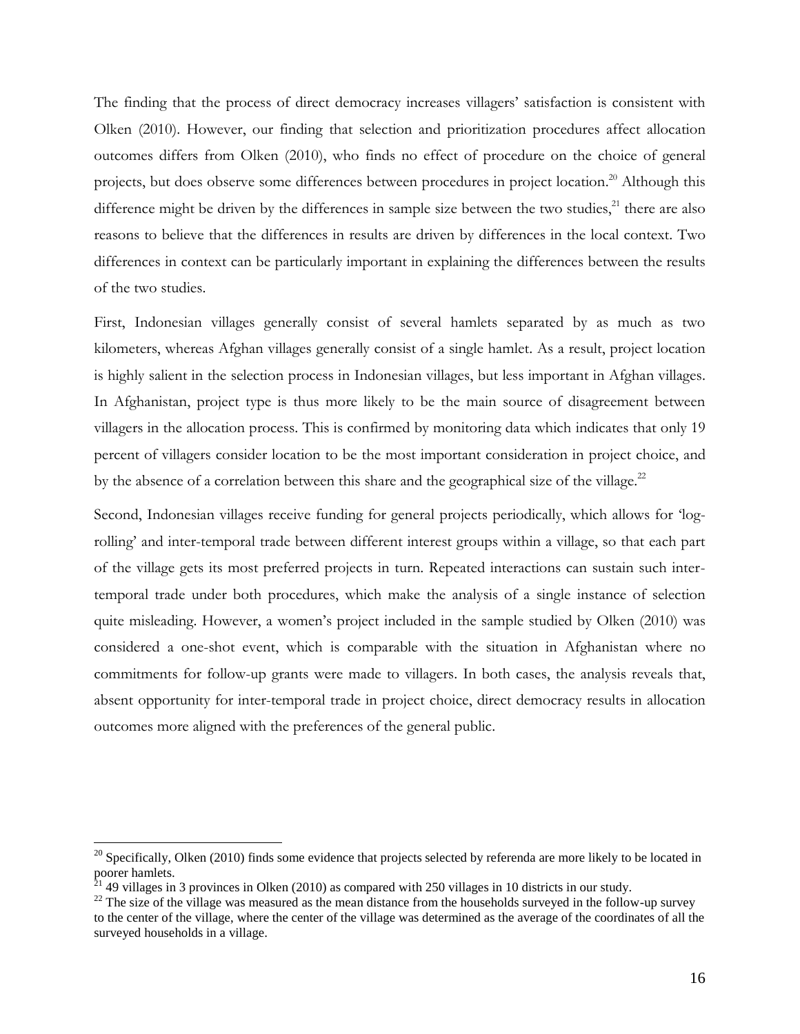The finding that the process of direct democracy increases villagers' satisfaction is consistent with Olken (2010). However, our finding that selection and prioritization procedures affect allocation outcomes differs from Olken (2010), who finds no effect of procedure on the choice of general projects, but does observe some differences between procedures in project location.[20] Although this difference might be driven by the differences in sample size between the two studies,[21] there are also reasons to believe that the differences in results are driven by differences in the local context. Two differences in context can be particularly important in explaining the differences between the results of the two studies.

First, Indonesian villages generally consist of several hamlets separated by as much as two kilometers, whereas Afghan villages generally consist of a single hamlet. As a result, project location is highly salient in the selection process in Indonesian villages, but less important in Afghan villages. In Afghanistan, project type is thus more likely to be the main source of disagreement between villagers in the allocation process. This is confirmed by monitoring data which indicates that only 19 percent of villagers consider location to be the most important consideration in project choice, and by the absence of a correlation between this share and the geographical size of the village.[22]

Second, Indonesian villages receive funding for general projects periodically, which allows for 'log-rolling' and inter-temporal trade between different interest groups within a village, so that each part of the village gets its most preferred projects in turn. Repeated interactions can sustain such inter-temporal trade under both procedures, which make the analysis of a single instance of selection quite misleading. However, a women's project included in the sample studied by Olken (2010) was considered a one-shot event, which is comparable with the situation in Afghanistan where no commitments for follow-up grants were made to villagers. In both cases, the analysis reveals that, absent opportunity for inter-temporal trade in project choice, direct democracy results in allocation outcomes more aligned with the preferences of the general public.

---

[20] Specifically, Olken (2010) finds some evidence that projects selected by referenda are more likely to be located in poorer hamlets.

[21] 49 villages in 3 provinces in Olken (2010) as compared with 250 villages in 10 districts in our study.

[22] The size of the village was measured as the mean distance from the households surveyed in the follow-up survey to the center of the village, where the center of the village was determined as the average of the coordinates of all the surveyed households in a village.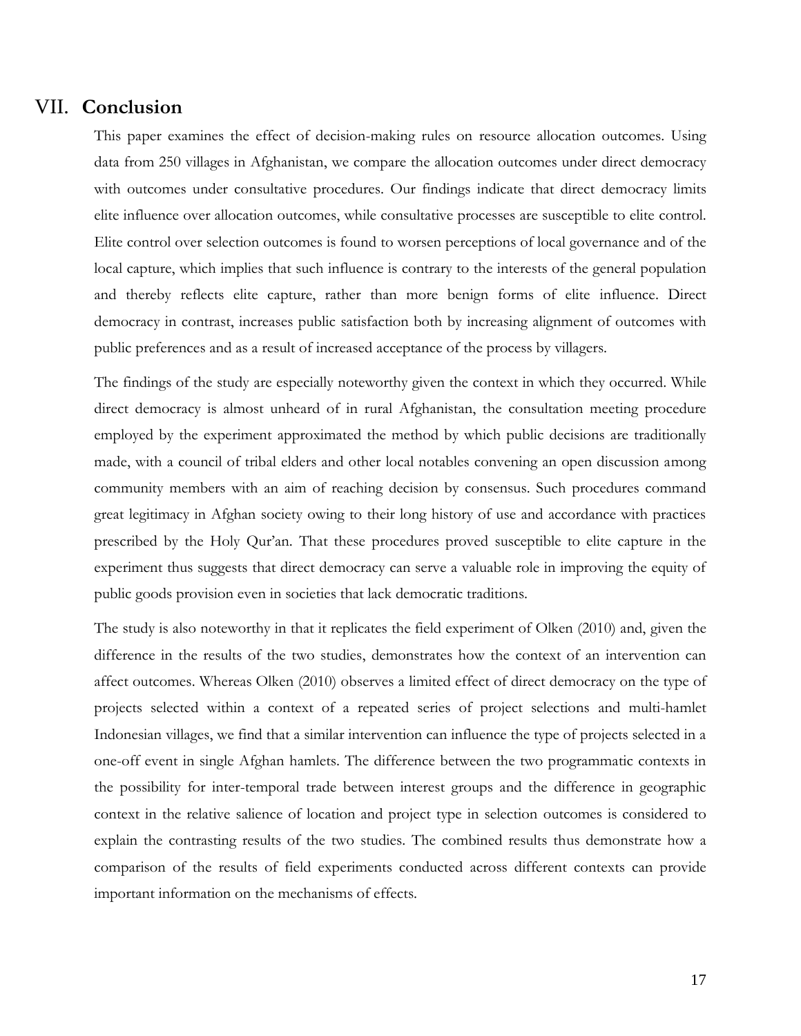## VII. Conclusion

This paper examines the effect of decision-making rules on resource allocation outcomes. Using data from 250 villages in Afghanistan, we compare the allocation outcomes under direct democracy with outcomes under consultative procedures. Our findings indicate that direct democracy limits elite influence over allocation outcomes, while consultative processes are susceptible to elite control. Elite control over selection outcomes is found to worsen perceptions of local governance and of the local capture, which implies that such influence is contrary to the interests of the general population and thereby reflects elite capture, rather than more benign forms of elite influence. Direct democracy in contrast, increases public satisfaction both by increasing alignment of outcomes with public preferences and as a result of increased acceptance of the process by villagers.

The findings of the study are especially noteworthy given the context in which they occurred. While direct democracy is almost unheard of in rural Afghanistan, the consultation meeting procedure employed by the experiment approximated the method by which public decisions are traditionally made, with a council of tribal elders and other local notables convening an open discussion among community members with an aim of reaching decision by consensus. Such procedures command great legitimacy in Afghan society owing to their long history of use and accordance with practices prescribed by the Holy Qur'an. That these procedures proved susceptible to elite capture in the experiment thus suggests that direct democracy can serve a valuable role in improving the equity of public goods provision even in societies that lack democratic traditions.

The study is also noteworthy in that it replicates the field experiment of Olken (2010) and, given the difference in the results of the two studies, demonstrates how the context of an intervention can affect outcomes. Whereas Olken (2010) observes a limited effect of direct democracy on the type of projects selected within a context of a repeated series of project selections and multi-hamlet Indonesian villages, we find that a similar intervention can influence the type of projects selected in a one-off event in single Afghan hamlets. The difference between the two programmatic contexts in the possibility for inter-temporal trade between interest groups and the difference in geographic context in the relative salience of location and project type in selection outcomes is considered to explain the contrasting results of the two studies. The combined results thus demonstrate how a comparison of the results of field experiments conducted across different contexts can provide important information on the mechanisms of effects.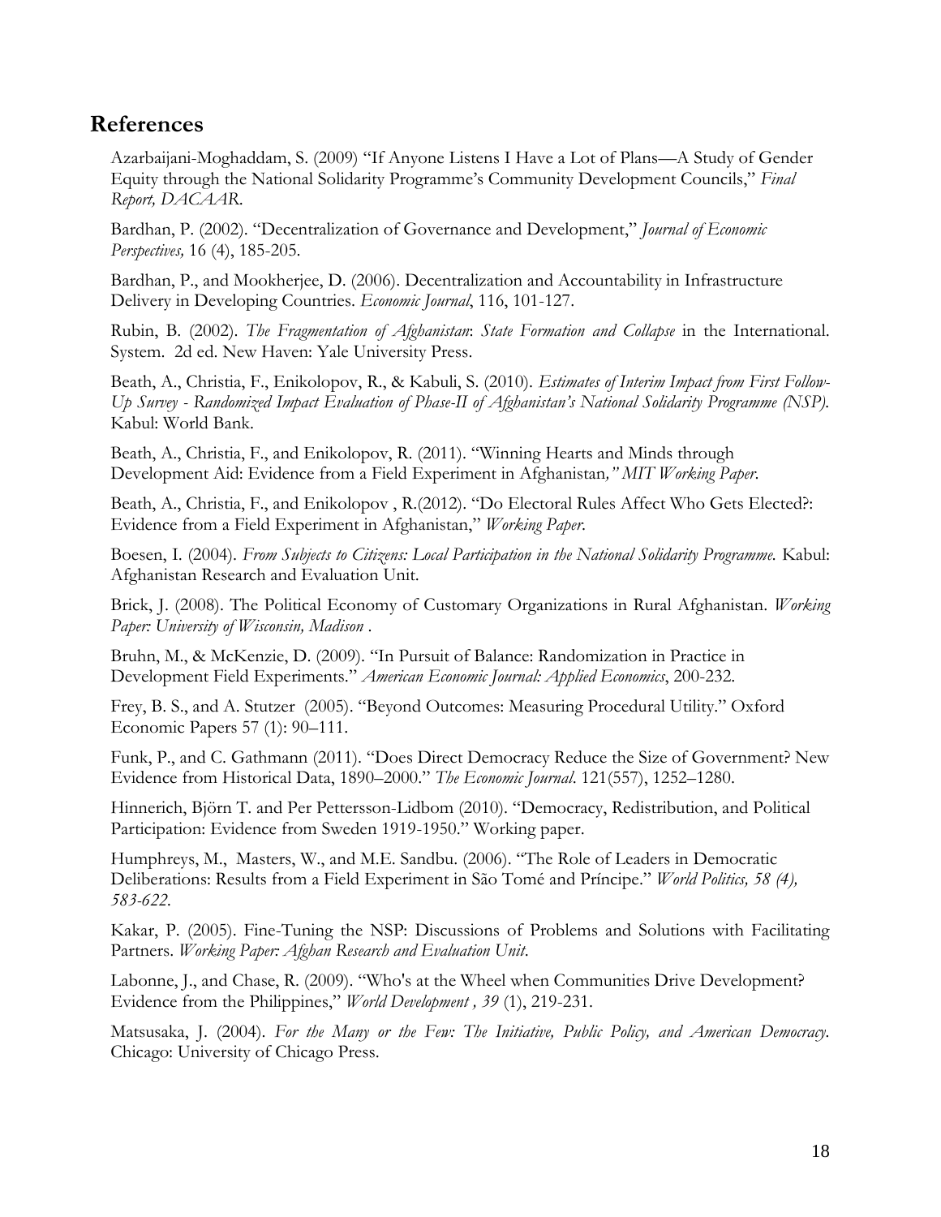## References

Azarbaijani-Moghaddam, S. (2009) "If Anyone Listens I Have a Lot of Plans—A Study of Gender Equity through the National Solidarity Programme's Community Development Councils," *Final Report, DACAAR*.

Bardhan, P. (2002). "Decentralization of Governance and Development," *Journal of Economic Perspectives,* 16 (4), 185-205.

Bardhan, P., and Mookherjee, D. (2006). Decentralization and Accountability in Infrastructure Delivery in Developing Countries. *Economic Journal*, 116, 101-127.

Rubin, B. (2002). *The Fragmentation of Afghanistan*: *State Formation and Collapse* in the International. System. 2d ed. New Haven: Yale University Press.

Beath, A., Christia, F., Enikolopov, R., & Kabuli, S. (2010). *Estimates of Interim Impact from First Follow-Up Survey - Randomized Impact Evaluation of Phase-II of Afghanistan's National Solidarity Programme (NSP).* Kabul: World Bank.

Beath, A., Christia, F., and Enikolopov, R. (2011). "Winning Hearts and Minds through Development Aid: Evidence from a Field Experiment in Afghanistan*," MIT Working Paper*.

Beath, A., Christia, F., and Enikolopov , R.(2012). "Do Electoral Rules Affect Who Gets Elected?: Evidence from a Field Experiment in Afghanistan," *Working Paper*.

Boesen, I. (2004). *From Subjects to Citizens: Local Participation in the National Solidarity Programme.* Kabul: Afghanistan Research and Evaluation Unit.

Brick, J. (2008). The Political Economy of Customary Organizations in Rural Afghanistan. *Working Paper: University of Wisconsin, Madison* .

Bruhn, M., & McKenzie, D. (2009). "In Pursuit of Balance: Randomization in Practice in Development Field Experiments." *American Economic Journal: Applied Economics*, 200-232.

Frey, B. S., and A. Stutzer (2005). "Beyond Outcomes: Measuring Procedural Utility." Oxford Economic Papers 57 (1): 90–111.

Funk, P., and C. Gathmann (2011). "Does Direct Democracy Reduce the Size of Government? New Evidence from Historical Data, 1890–2000." *The Economic Journal*. 121(557), 1252–1280.

Hinnerich, Björn T. and Per Pettersson-Lidbom (2010). "Democracy, Redistribution, and Political Participation: Evidence from Sweden 1919-1950." Working paper.

Humphreys, M., Masters, W., and M.E. Sandbu. (2006). "The Role of Leaders in Democratic Deliberations: Results from a Field Experiment in São Tomé and Príncipe." *World Politics, 58 (4), 583-622*.

Kakar, P. (2005). Fine-Tuning the NSP: Discussions of Problems and Solutions with Facilitating Partners. *Working Paper: Afghan Research and Evaluation Unit*.

Labonne, J., and Chase, R. (2009). "Who's at the Wheel when Communities Drive Development? Evidence from the Philippines," *World Development , 39* (1), 219-231.

Matsusaka, J. (2004). *For the Many or the Few: The Initiative, Public Policy, and American Democracy*. Chicago: University of Chicago Press.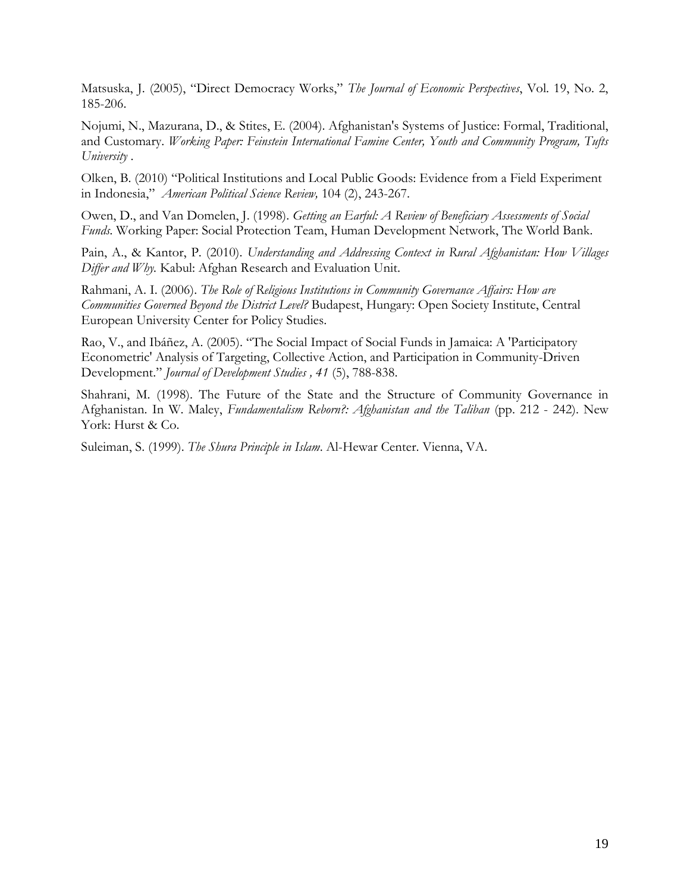Matsuska, J. (2005), "Direct Democracy Works," *The Journal of Economic Perspectives*, Vol. 19, No. 2, 185-206.

Nojumi, N., Mazurana, D., & Stites, E. (2004). Afghanistan's Systems of Justice: Formal, Traditional, and Customary. *Working Paper: Feinstein International Famine Center, Youth and Community Program, Tufts University* .

Olken, B. (2010) "Political Institutions and Local Public Goods: Evidence from a Field Experiment in Indonesia," *American Political Science Review,* 104 (2), 243-267.

Owen, D., and Van Domelen, J. (1998). *Getting an Earful: A Review of Beneficiary Assessments of Social Funds*. Working Paper: Social Protection Team, Human Development Network, The World Bank.

Pain, A., & Kantor, P. (2010). *Understanding and Addressing Context in Rural Afghanistan: How Villages Differ and Why.* Kabul: Afghan Research and Evaluation Unit.

Rahmani, A. I. (2006). *The Role of Religious Institutions in Community Governance Affairs: How are Communities Governed Beyond the District Level?* Budapest, Hungary: Open Society Institute, Central European University Center for Policy Studies.

Rao, V., and Ibáñez, A. (2005). "The Social Impact of Social Funds in Jamaica: A 'Participatory Econometric' Analysis of Targeting, Collective Action, and Participation in Community-Driven Development." *Journal of Development Studies , 41* (5), 788-838.

Shahrani, M. (1998). The Future of the State and the Structure of Community Governance in Afghanistan. In W. Maley, *Fundamentalism Reborn?: Afghanistan and the Taliban* (pp. 212 - 242). New York: Hurst & Co.

Suleiman, S. (1999). *The Shura Principle in Islam*. Al-Hewar Center. Vienna, VA.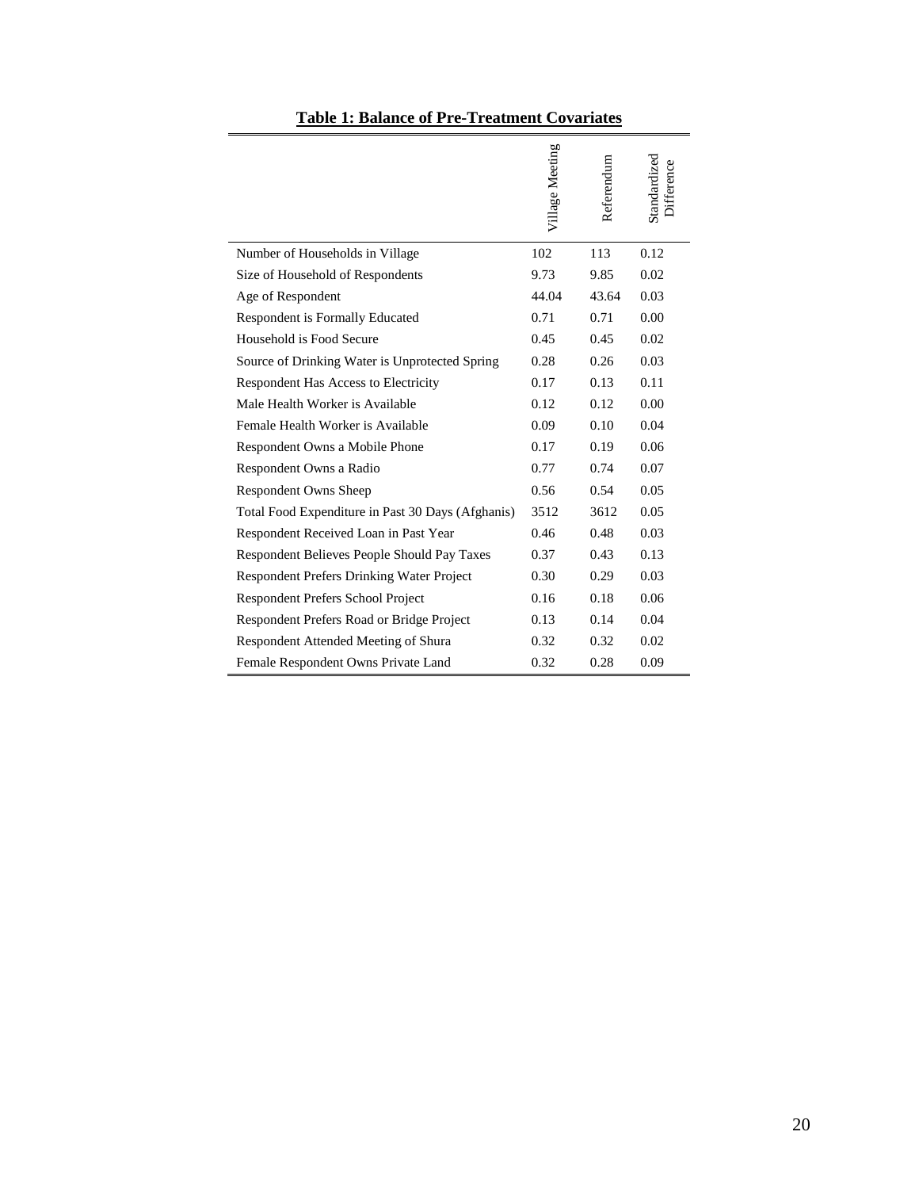**Table 1: Balance of Pre-Treatment Covariates**

| | Village Meeting | Referendum | Standardized Difference |
|---|---|---|---|
| Number of Households in Village | 102 | 113 | 0.12 |
| Size of Household of Respondents | 9.73 | 9.85 | 0.02 |
| Age of Respondent | 44.04 | 43.64 | 0.03 |
| Respondent is Formally Educated | 0.71 | 0.71 | 0.00 |
| Household is Food Secure | 0.45 | 0.45 | 0.02 |
| Source of Drinking Water is Unprotected Spring | 0.28 | 0.26 | 0.03 |
| Respondent Has Access to Electricity | 0.17 | 0.13 | 0.11 |
| Male Health Worker is Available | 0.12 | 0.12 | 0.00 |
| Female Health Worker is Available | 0.09 | 0.10 | 0.04 |
| Respondent Owns a Mobile Phone | 0.17 | 0.19 | 0.06 |
| Respondent Owns a Radio | 0.77 | 0.74 | 0.07 |
| Respondent Owns Sheep | 0.56 | 0.54 | 0.05 |
| Total Food Expenditure in Past 30 Days (Afghanis) | 3512 | 3612 | 0.05 |
| Respondent Received Loan in Past Year | 0.46 | 0.48 | 0.03 |
| Respondent Believes People Should Pay Taxes | 0.37 | 0.43 | 0.13 |
| Respondent Prefers Drinking Water Project | 0.30 | 0.29 | 0.03 |
| Respondent Prefers School Project | 0.16 | 0.18 | 0.06 |
| Respondent Prefers Road or Bridge Project | 0.13 | 0.14 | 0.04 |
| Respondent Attended Meeting of Shura | 0.32 | 0.32 | 0.02 |
| Female Respondent Owns Private Land | 0.32 | 0.28 | 0.09 |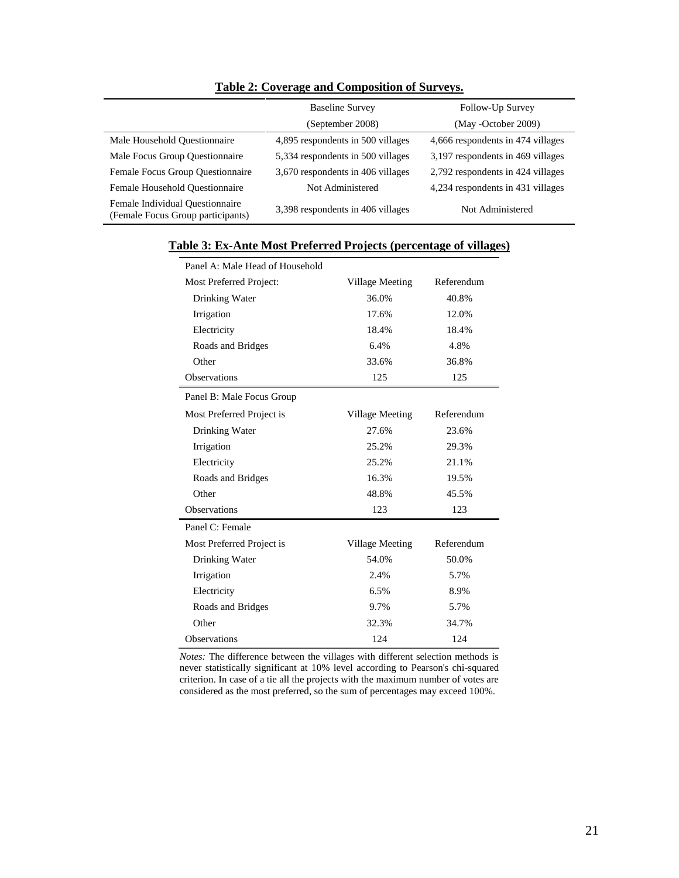**Table 2: Coverage and Composition of Surveys.**

| | Baseline Survey (September 2008) | Follow-Up Survey (May -October 2009) |
|---|---|---|
| Male Household Questionnaire | 4,895 respondents in 500 villages | 4,666 respondents in 474 villages |
| Male Focus Group Questionnaire | 5,334 respondents in 500 villages | 3,197 respondents in 469 villages |
| Female Focus Group Questionnaire | 3,670 respondents in 406 villages | 2,792 respondents in 424 villages |
| Female Household Questionnaire | Not Administered | 4,234 respondents in 431 villages |
| Female Individual Questionnaire (Female Focus Group participants) | 3,398 respondents in 406 villages | Not Administered |

**Table 3: Ex-Ante Most Preferred Projects (percentage of villages)**

| | | |
|---|---|---|
| Panel A: Male Head of Household | | |
| Most Preferred Project: | Village Meeting | Referendum |
| Drinking Water | 36.0% | 40.8% |
| Irrigation | 17.6% | 12.0% |
| Electricity | 18.4% | 18.4% |
| Roads and Bridges | 6.4% | 4.8% |
| Other | 33.6% | 36.8% |
| Observations | 125 | 125 |
| Panel B: Male Focus Group | | |
| Most Preferred Project is | Village Meeting | Referendum |
| Drinking Water | 27.6% | 23.6% |
| Irrigation | 25.2% | 29.3% |
| Electricity | 25.2% | 21.1% |
| Roads and Bridges | 16.3% | 19.5% |
| Other | 48.8% | 45.5% |
| Observations | 123 | 123 |
| Panel C: Female | | |
| Most Preferred Project is | Village Meeting | Referendum |
| Drinking Water | 54.0% | 50.0% |
| Irrigation | 2.4% | 5.7% |
| Electricity | 6.5% | 8.9% |
| Roads and Bridges | 9.7% | 5.7% |
| Other | 32.3% | 34.7% |
| Observations | 124 | 124 |

*Notes:* The difference between the villages with different selection methods is never statistically significant at 10% level according to Pearson's chi-squared criterion. In case of a tie all the projects with the maximum number of votes are considered as the most preferred, so the sum of percentages may exceed 100%.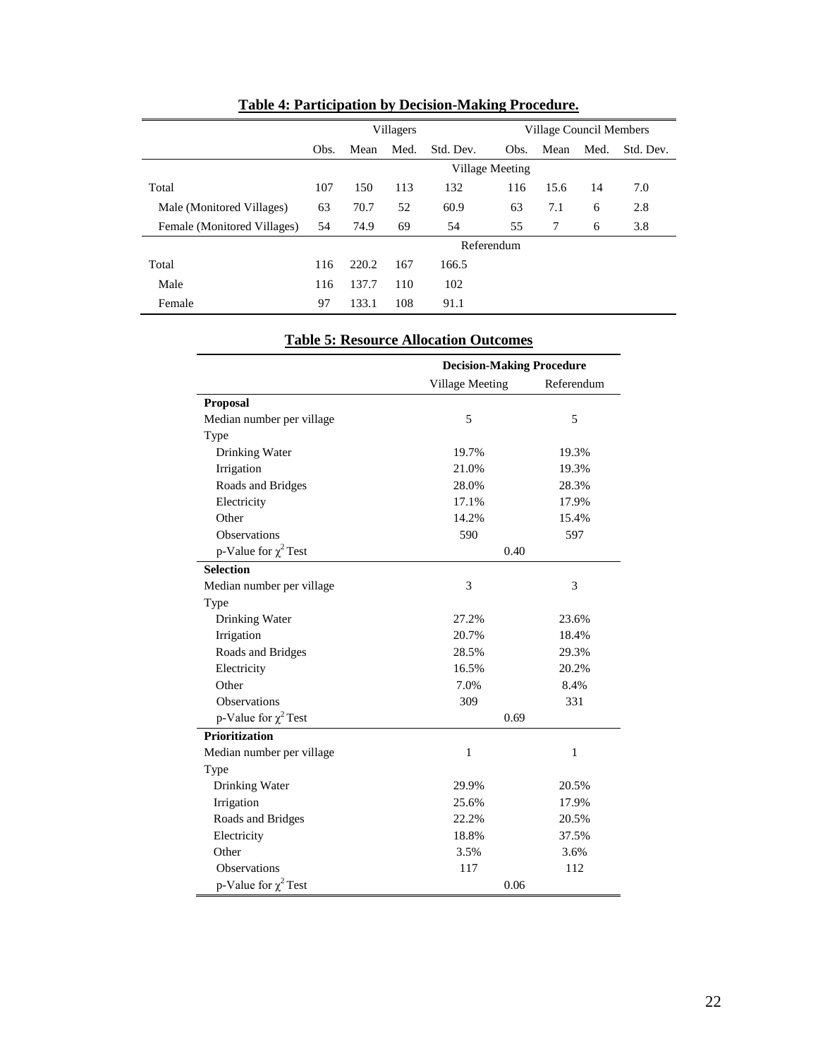## Table 4: Participation by Decision-Making Procedure.

| | Villagers | | | | Village Council Members | | | |
|---|---|---|---|---|---|---|---|---|
| | Obs. | Mean | Med. | Std. Dev. | Obs. | Mean | Med. | Std. Dev. |
| | Village Meeting | | | | | | | |
| Total | 107 | 150 | 113 | 132 | 116 | 15.6 | 14 | 7.0 |
| Male (Monitored Villages) | 63 | 70.7 | 52 | 60.9 | 63 | 7.1 | 6 | 2.8 |
| Female (Monitored Villages) | 54 | 74.9 | 69 | 54 | 55 | 7 | 6 | 3.8 |
| | Referendum | | | | | | | |
| Total | 116 | 220.2 | 167 | 166.5 | | | | |
| Male | 116 | 137.7 | 110 | 102 | | | | |
| Female | 97 | 133.1 | 108 | 91.1 | | | | |

## Table 5: Resource Allocation Outcomes

| | **Decision-Making Procedure** | |
|---|---|---|
| | Village Meeting | Referendum |
| **Proposal** | | |
| Median number per village | 5 | 5 |
| Type | | |
| Drinking Water | 19.7% | 19.3% |
| Irrigation | 21.0% | 19.3% |
| Roads and Bridges | 28.0% | 28.3% |
| Electricity | 17.1% | 17.9% |
| Other | 14.2% | 15.4% |
| Observations | 590 | 597 |
| p-Value for $\chi^2$ Test | 0.40 | |
| **Selection** | | |
| Median number per village | 3 | 3 |
| Type | | |
| Drinking Water | 27.2% | 23.6% |
| Irrigation | 20.7% | 18.4% |
| Roads and Bridges | 28.5% | 29.3% |
| Electricity | 16.5% | 20.2% |
| Other | 7.0% | 8.4% |
| Observations | 309 | 331 |
| p-Value for $\chi^2$ Test | 0.69 | |
| **Prioritization** | | |
| Median number per village | 1 | 1 |
| Type | | |
| Drinking Water | 29.9% | 20.5% |
| Irrigation | 25.6% | 17.9% |
| Roads and Bridges | 22.2% | 20.5% |
| Electricity | 18.8% | 37.5% |
| Other | 3.5% | 3.6% |
| Observations | 117 | 112 |
| p-Value for $\chi^2$ Test | 0.06 | |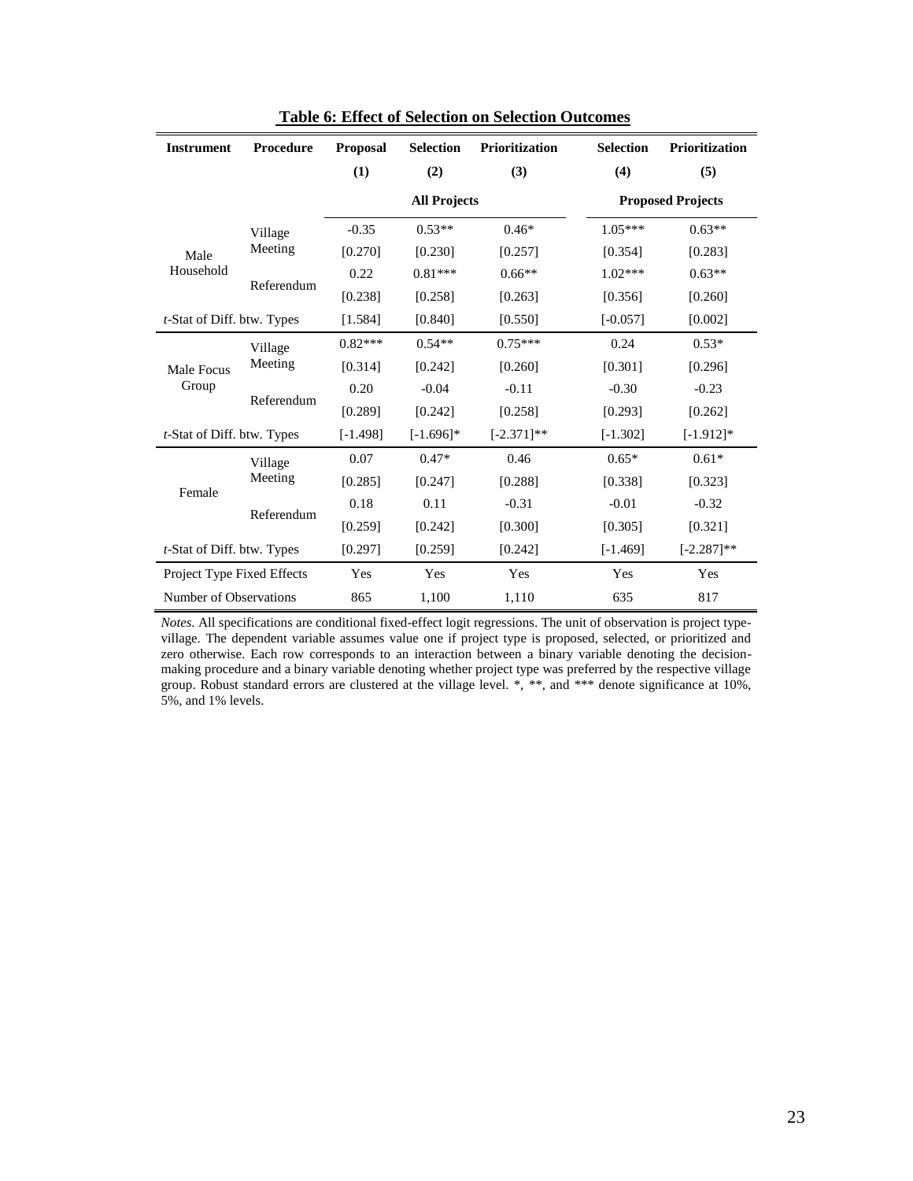**Table 6: Effect of Selection on Selection Outcomes**

| Instrument | Procedure | Proposal | Selection | Prioritization | Selection | Prioritization |
|---|---|---|---|---|---|---|
| | | (1) | (2) | (3) | (4) | (5) |
| | | All Projects | | | Proposed Projects | |
| Male Household | Village Meeting | -0.35 | 0.53** | 0.46* | 1.05*** | 0.63** |
| | | [0.270] | [0.230] | [0.257] | [0.354] | [0.283] |
| | Referendum | 0.22 | 0.81*** | 0.66** | 1.02*** | 0.63** |
| | | [0.238] | [0.258] | [0.263] | [0.356] | [0.260] |
| *t*-Stat of Diff. btw. Types | | [1.584] | [0.840] | [0.550] | [-0.057] | [0.002] |
| Male Focus Group | Village Meeting | 0.82*** | 0.54** | 0.75*** | 0.24 | 0.53* |
| | | [0.314] | [0.242] | [0.260] | [0.301] | [0.296] |
| | Referendum | 0.20 | -0.04 | -0.11 | -0.30 | -0.23 |
| | | [0.289] | [0.242] | [0.258] | [0.293] | [0.262] |
| *t*-Stat of Diff. btw. Types | | [-1.498] | [-1.696]* | [-2.371]** | [-1.302] | [-1.912]* |
| Female | Village Meeting | 0.07 | 0.47* | 0.46 | 0.65* | 0.61* |
| | | [0.285] | [0.247] | [0.288] | [0.338] | [0.323] |
| | Referendum | 0.18 | 0.11 | -0.31 | -0.01 | -0.32 |
| | | [0.259] | [0.242] | [0.300] | [0.305] | [0.321] |
| *t*-Stat of Diff. btw. Types | | [0.297] | [0.259] | [0.242] | [-1.469] | [-2.287]** |
| Project Type Fixed Effects | | Yes | Yes | Yes | Yes | Yes |
| Number of Observations | | 865 | 1,100 | 1,110 | 635 | 817 |

*Notes*. All specifications are conditional fixed-effect logit regressions. The unit of observation is project type-village. The dependent variable assumes value one if project type is proposed, selected, or prioritized and zero otherwise. Each row corresponds to an interaction between a binary variable denoting the decision-making procedure and a binary variable denoting whether project type was preferred by the respective village group. Robust standard errors are clustered at the village level. *, **, and *** denote significance at 10%, 5%, and 1% levels.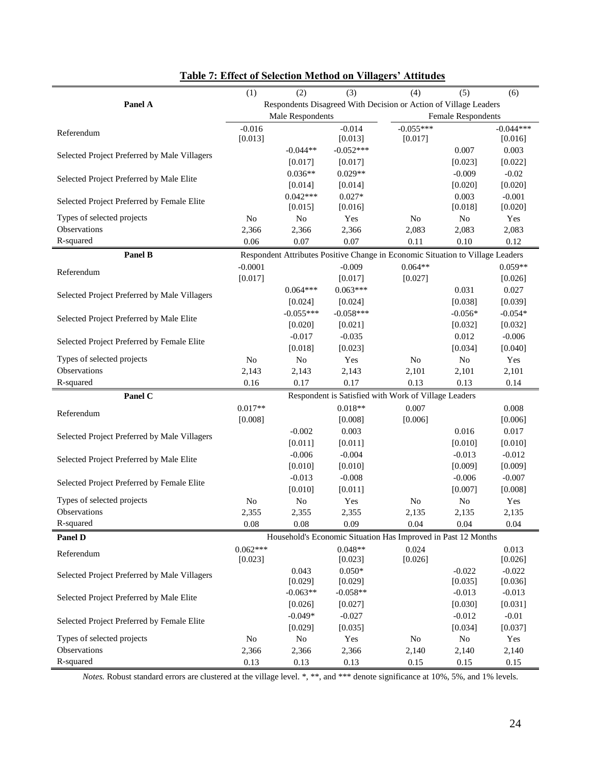## Table 7: Effect of Selection Method on Villagers' Attitudes

| | (1) | (2) | (3) | (4) | (5) | (6) |
|---|---|---|---|---|---|---|
| **Panel A** | Respondents Disagreed With Decision or Action of Village Leaders | | | | | |
| | Male Respondents | | | Female Respondents | | |
| Referendum | -0.016 | | -0.014 | -0.055*** | | -0.044*** |
| | [0.013] | | [0.013] | [0.017] | | [0.016] |
| Selected Project Preferred by Male Villagers | | -0.044** | -0.052*** | | 0.007 | 0.003 |
| | | [0.017] | [0.017] | | [0.023] | [0.022] |
| Selected Project Preferred by Male Elite | | 0.036** | 0.029** | | -0.009 | -0.02 |
| | | [0.014] | [0.014] | | [0.020] | [0.020] |
| Selected Project Preferred by Female Elite | | 0.042*** | 0.027* | | 0.003 | -0.001 |
| | | [0.015] | [0.016] | | [0.018] | [0.020] |
| Types of selected projects | No | No | Yes | No | No | Yes |
| Observations | 2,366 | 2,366 | 2,366 | 2,083 | 2,083 | 2,083 |
| R-squared | 0.06 | 0.07 | 0.07 | 0.11 | 0.10 | 0.12 |
| **Panel B** | Respondent Attributes Positive Change in Economic Situation to Village Leaders | | | | | |
| Referendum | -0.0001 | | -0.009 | 0.064** | | 0.059** |
| | [0.017] | | [0.017] | [0.027] | | [0.026] |
| Selected Project Preferred by Male Villagers | | 0.064*** | 0.063*** | | 0.031 | 0.027 |
| | | [0.024] | [0.024] | | [0.038] | [0.039] |
| Selected Project Preferred by Male Elite | | -0.055*** | -0.058*** | | -0.056* | -0.054* |
| | | [0.020] | [0.021] | | [0.032] | [0.032] |
| Selected Project Preferred by Female Elite | | -0.017 | -0.035 | | 0.012 | -0.006 |
| | | [0.018] | [0.023] | | [0.034] | [0.040] |
| Types of selected projects | No | No | Yes | No | No | Yes |
| Observations | 2,143 | 2,143 | 2,143 | 2,101 | 2,101 | 2,101 |
| R-squared | 0.16 | 0.17 | 0.17 | 0.13 | 0.13 | 0.14 |
| **Panel C** | Respondent is Satisfied with Work of Village Leaders | | | | | |
| Referendum | 0.017** | | 0.018** | 0.007 | | 0.008 |
| | [0.008] | | [0.008] | [0.006] | | [0.006] |
| Selected Project Preferred by Male Villagers | | -0.002 | 0.003 | | 0.016 | 0.017 |
| | | [0.011] | [0.011] | | [0.010] | [0.010] |
| Selected Project Preferred by Male Elite | | -0.006 | -0.004 | | -0.013 | -0.012 |
| | | [0.010] | [0.010] | | [0.009] | [0.009] |
| Selected Project Preferred by Female Elite | | -0.013 | -0.008 | | -0.006 | -0.007 |
| | | [0.010] | [0.011] | | [0.007] | [0.008] |
| Types of selected projects | No | No | Yes | No | No | Yes |
| Observations | 2,355 | 2,355 | 2,355 | 2,135 | 2,135 | 2,135 |
| R-squared | 0.08 | 0.08 | 0.09 | 0.04 | 0.04 | 0.04 |
| **Panel D** | Household's Economic Situation Has Improved in Past 12 Months | | | | | |
| Referendum | 0.062*** | | 0.048** | 0.024 | | 0.013 |
| | [0.023] | | [0.023] | [0.026] | | [0.026] |
| Selected Project Preferred by Male Villagers | | 0.043 | 0.050* | | -0.022 | -0.022 |
| | | [0.029] | [0.029] | | [0.035] | [0.036] |
| Selected Project Preferred by Male Elite | | -0.063** | -0.058** | | -0.013 | -0.013 |
| | | [0.026] | [0.027] | | [0.030] | [0.031] |
| Selected Project Preferred by Female Elite | | -0.049* | -0.027 | | -0.012 | -0.01 |
| | | [0.029] | [0.035] | | [0.034] | [0.037] |
| Types of selected projects | No | No | Yes | No | No | Yes |
| Observations | 2,366 | 2,366 | 2,366 | 2,140 | 2,140 | 2,140 |
| R-squared | 0.13 | 0.13 | 0.13 | 0.15 | 0.15 | 0.15 |

*Notes.* Robust standard errors are clustered at the village level. *, **, and *** denote significance at 10%, 5%, and 1% levels.